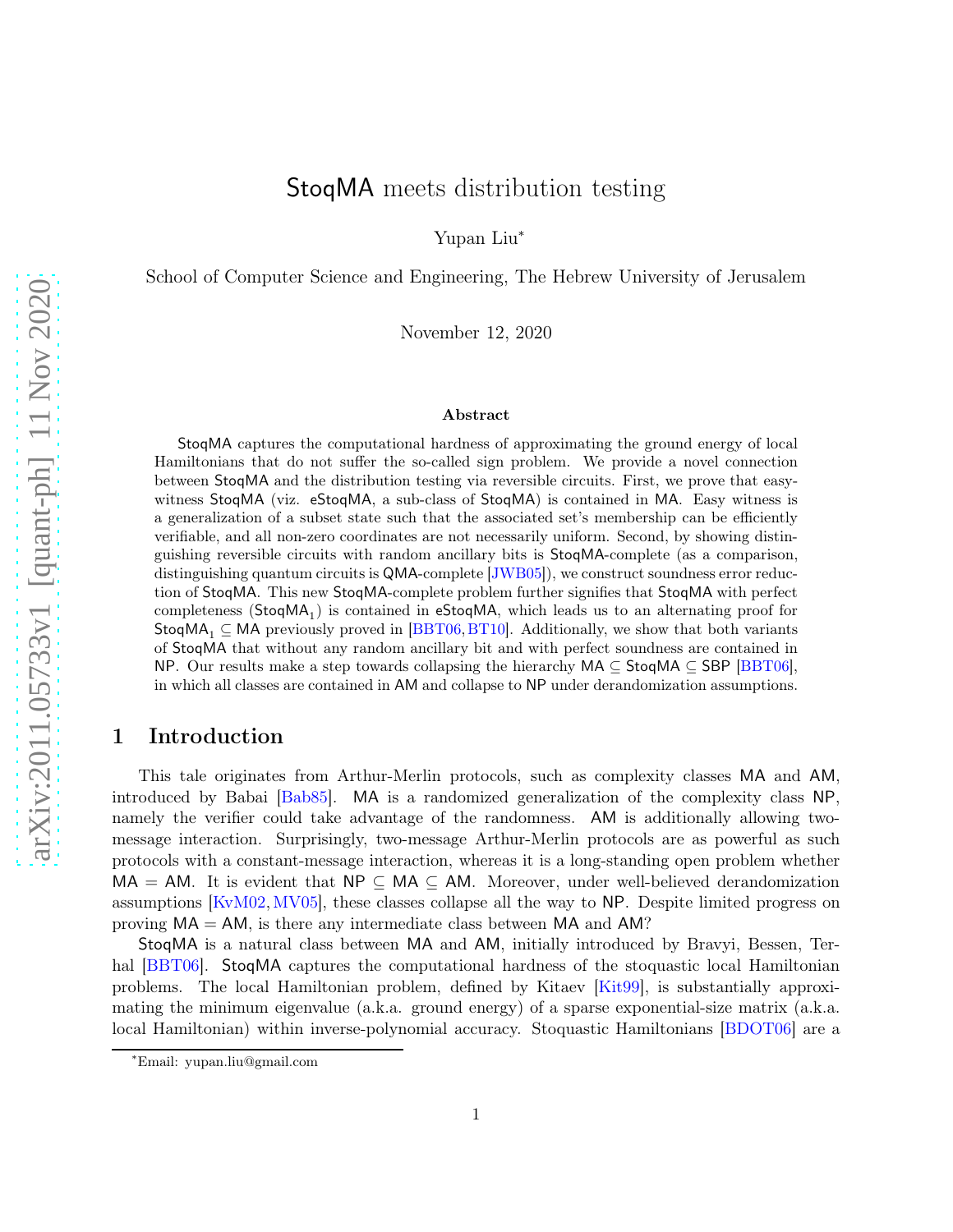# StoqMA meets distribution testing

Yupan Liu*

School of Computer Science and Engineering, The Hebrew University of Jerusalem

November 12, 2020

### Abstract

StoqMA captures the computational hardness of approximating the ground energy of local Hamiltonians that do not suffer the so-called sign problem. We provide a novel connection between StoqMA and the distribution testing via reversible circuits. First, we prove that easy-witness StoqMA (viz. eStoqMA, a sub-class of StoqMA) is contained in MA. Easy witness is a generalization of a subset state such that the associated set's membership can be efficiently verifiable, and all non-zero coordinates are not necessarily uniform. Second, by showing distinguishing reversible circuits with random ancillary bits is StoqMA-complete (as a comparison, distinguishing quantum circuits is QMA-complete [JWB05]), we construct soundness error reduction of StoqMA. This new StoqMA-complete problem further signifies that StoqMA with perfect completeness ($\mathsf{StoqMA}_1$) is contained in eStoqMA, which leads us to an alternating proof for $\mathsf{StoqMA}_1 \subseteq \mathsf{MA}$ previously proved in [BBT06, BT10]. Additionally, we show that both variants of StoqMA that without any random ancillary bit and with perfect soundness are contained in NP. Our results make a step towards collapsing the hierarchy $\mathsf{MA} \subseteq \mathsf{StoqMA} \subseteq \mathsf{SBP}$ [BBT06], in which all classes are contained in AM and collapse to NP under derandomization assumptions.

## 1 Introduction

This tale originates from Arthur-Merlin protocols, such as complexity classes MA and AM, introduced by Babai [Bab85]. MA is a randomized generalization of the complexity class NP, namely the verifier could take advantage of the randomness. AM is additionally allowing two-message interaction. Surprisingly, two-message Arthur-Merlin protocols are as powerful as such protocols with a constant-message interaction, whereas it is a long-standing open problem whether $\mathsf{MA} = \mathsf{AM}$. It is evident that $\mathsf{NP} \subseteq \mathsf{MA} \subseteq \mathsf{AM}$. Moreover, under well-believed derandomization assumptions [KvM02, MV05], these classes collapse all the way to NP. Despite limited progress on proving $\mathsf{MA} = \mathsf{AM}$, is there any intermediate class between MA and AM?

StoqMA is a natural class between MA and AM, initially introduced by Bravyi, Bessen, Terhal [BBT06]. StoqMA captures the computational hardness of the stoquastic local Hamiltonian problems. The local Hamiltonian problem, defined by Kitaev [Kit99], is substantially approximating the minimum eigenvalue (a.k.a. ground energy) of a sparse exponential-size matrix (a.k.a. local Hamiltonian) within inverse-polynomial accuracy. Stoquastic Hamiltonians [BDOT06] are a

*Email: yupan.liu@gmail.com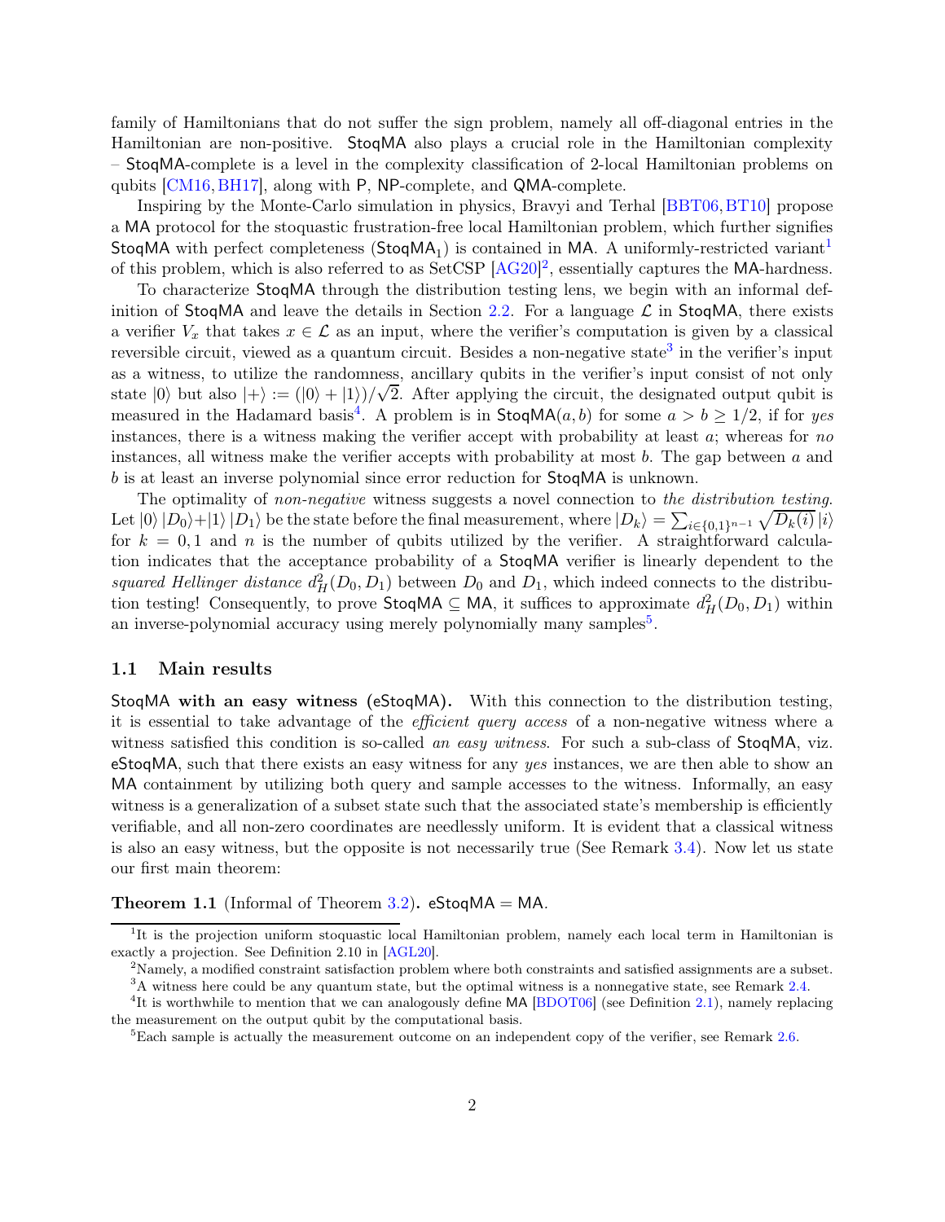family of Hamiltonians that do not suffer the sign problem, namely all off-diagonal entries in the Hamiltonian are non-positive. StoqMA also plays a crucial role in the Hamiltonian complexity – StoqMA-complete is a level in the complexity classification of 2-local Hamiltonian problems on qubits [CM16, BH17], along with P, NP-complete, and QMA-complete.

Inspiring by the Monte-Carlo simulation in physics, Bravyi and Terhal [BBT06, BT10] propose a MA protocol for the stoquastic frustration-free local Hamiltonian problem, which further signifies StoqMA with perfect completeness ($\mathsf{StoqMA}_1$) is contained in MA. A uniformly-restricted variant[1] of this problem, which is also referred to as SetCSP [AG20][2], essentially captures the MA-hardness.

To characterize StoqMA through the distribution testing lens, we begin with an informal definition of StoqMA and leave the details in Section 2.2. For a language $\mathcal{L}$ in StoqMA, there exists a verifier $V_x$ that takes $x \in \mathcal{L}$ as an input, where the verifier's computation is given by a classical reversible circuit, viewed as a quantum circuit. Besides a non-negative state[3] in the verifier's input as a witness, to utilize the randomness, ancillary qubits in the verifier's input consist of not only state $|0\rangle$ but also $|+\rangle := (|0\rangle + |1\rangle)/\sqrt{2}$. After applying the circuit, the designated output qubit is measured in the Hadamard basis[4]. A problem is in $\mathsf{StoqMA}(a, b)$ for some $a > b \geq 1/2$, if for *yes* instances, there is a witness making the verifier accept with probability at least $a$; whereas for *no* instances, all witness make the verifier accepts with probability at most $b$. The gap between $a$ and $b$ is at least an inverse polynomial since error reduction for StoqMA is unknown.

The optimality of *non-negative* witness suggests a novel connection to *the distribution testing*. Let $|0\rangle|D_0\rangle + |1\rangle|D_1\rangle$ be the state before the final measurement, where $|D_k\rangle = \sum_{i\in\{0,1\}^{n-1}} \sqrt{D_k(i)}\,|i\rangle$ for $k = 0, 1$ and $n$ is the number of qubits utilized by the verifier. A straightforward calculation indicates that the acceptance probability of a StoqMA verifier is linearly dependent to the *squared Hellinger distance* $d_H^2(D_0, D_1)$ between $D_0$ and $D_1$, which indeed connects to the distribution testing! Consequently, to prove $\mathsf{StoqMA} \subseteq \mathsf{MA}$, it suffices to approximate $d_H^2(D_0, D_1)$ within an inverse-polynomial accuracy using merely polynomially many samples[5].

## 1.1 Main results

**StoqMA with an easy witness (eStoqMA).** With this connection to the distribution testing, it is essential to take advantage of the *efficient query access* of a non-negative witness where a witness satisfied this condition is so-called *an easy witness*. For such a sub-class of StoqMA, viz. eStoqMA, such that there exists an easy witness for any *yes* instances, we are then able to show an MA containment by utilizing both query and sample accesses to the witness. Informally, an easy witness is a generalization of a subset state such that the associated state's membership is efficiently verifiable, and all non-zero coordinates are needlessly uniform. It is evident that a classical witness is also an easy witness, but the opposite is not necessarily true (See Remark 3.4). Now let us state our first main theorem:

**Theorem 1.1** (Informal of Theorem 3.2)**.** eStoqMA = MA.

---

[1] It is the projection uniform stoquastic local Hamiltonian problem, namely each local term in Hamiltonian is exactly a projection. See Definition 2.10 in [AGL20].

[2] Namely, a modified constraint satisfaction problem where both constraints and satisfied assignments are a subset.

[3] A witness here could be any quantum state, but the optimal witness is a nonnegative state, see Remark 2.4.

[4] It is worthwhile to mention that we can analogously define MA [BDOT06] (see Definition 2.1), namely replacing the measurement on the output qubit by the computational basis.

[5] Each sample is actually the measurement outcome on an independent copy of the verifier, see Remark 2.6.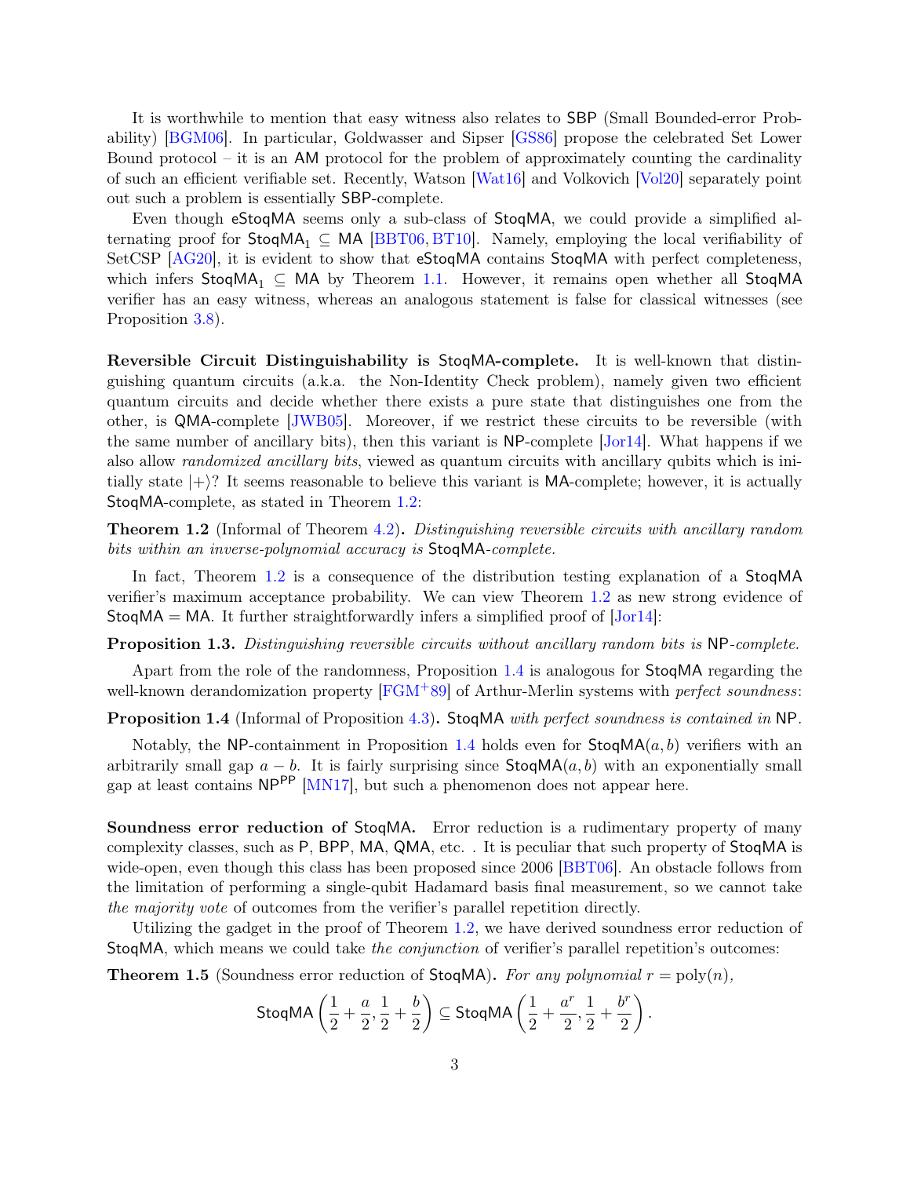It is worthwhile to mention that easy witness also relates to SBP (Small Bounded-error Probability) [BGM06]. In particular, Goldwasser and Sipser [GS86] propose the celebrated Set Lower Bound protocol – it is an AM protocol for the problem of approximately counting the cardinality of such an efficient verifiable set. Recently, Watson [Wat16] and Volkovich [Vol20] separately point out such a problem is essentially SBP-complete.

Even though eStoqMA seems only a sub-class of StoqMA, we could provide a simplified alternating proof for $\mathsf{StoqMA}_1 \subseteq \mathsf{MA}$ [BBT06, BT10]. Namely, employing the local verifiability of SetCSP [AG20], it is evident to show that eStoqMA contains StoqMA with perfect completeness, which infers $\mathsf{StoqMA}_1 \subseteq \mathsf{MA}$ by Theorem 1.1. However, it remains open whether all StoqMA verifier has an easy witness, whereas an analogous statement is false for classical witnesses (see Proposition 3.8).

**Reversible Circuit Distinguishability is StoqMA-complete.** It is well-known that distinguishing quantum circuits (a.k.a. the Non-Identity Check problem), namely given two efficient quantum circuits and decide whether there exists a pure state that distinguishes one from the other, is QMA-complete [JWB05]. Moreover, if we restrict these circuits to be reversible (with the same number of ancillary bits), then this variant is NP-complete [Jor14]. What happens if we also allow *randomized ancillary bits*, viewed as quantum circuits with ancillary qubits which is initially state $|+\rangle$? It seems reasonable to believe this variant is MA-complete; however, it is actually StoqMA-complete, as stated in Theorem 1.2:

**Theorem 1.2** (Informal of Theorem 4.2)**.** *Distinguishing reversible circuits with ancillary random bits within an inverse-polynomial accuracy is* StoqMA*-complete.*

In fact, Theorem 1.2 is a consequence of the distribution testing explanation of a StoqMA verifier's maximum acceptance probability. We can view Theorem 1.2 as new strong evidence of StoqMA = MA. It further straightforwardly infers a simplified proof of [Jor14]:

**Proposition 1.3.** *Distinguishing reversible circuits without ancillary random bits is* NP*-complete.*

Apart from the role of the randomness, Proposition 1.4 is analogous for StoqMA regarding the well-known derandomization property [FGM+89] of Arthur-Merlin systems with *perfect soundness*:

**Proposition 1.4** (Informal of Proposition 4.3)**.** StoqMA *with perfect soundness is contained in* NP*.*

Notably, the NP-containment in Proposition 1.4 holds even for $\mathsf{StoqMA}(a,b)$ verifiers with an arbitrarily small gap $a-b$. It is fairly surprising since $\mathsf{StoqMA}(a,b)$ with an exponentially small gap at least contains $\mathsf{NP}^{\mathsf{PP}}$ [MN17], but such a phenomenon does not appear here.

**Soundness error reduction of StoqMA.** Error reduction is a rudimentary property of many complexity classes, such as P, BPP, MA, QMA, etc. . It is peculiar that such property of StoqMA is wide-open, even though this class has been proposed since 2006 [BBT06]. An obstacle follows from the limitation of performing a single-qubit Hadamard basis final measurement, so we cannot take *the majority vote* of outcomes from the verifier's parallel repetition directly.

Utilizing the gadget in the proof of Theorem 1.2, we have derived soundness error reduction of StoqMA, which means we could take *the conjunction* of verifier's parallel repetition's outcomes:

**Theorem 1.5** (Soundness error reduction of StoqMA)**.** *For any polynomial $r = \mathrm{poly}(n)$,*

$$\mathsf{StoqMA}\left(\frac{1}{2}+\frac{a}{2}, \frac{1}{2}+\frac{b}{2}\right) \subseteq \mathsf{StoqMA}\left(\frac{1}{2}+\frac{a^r}{2}, \frac{1}{2}+\frac{b^r}{2}\right).$$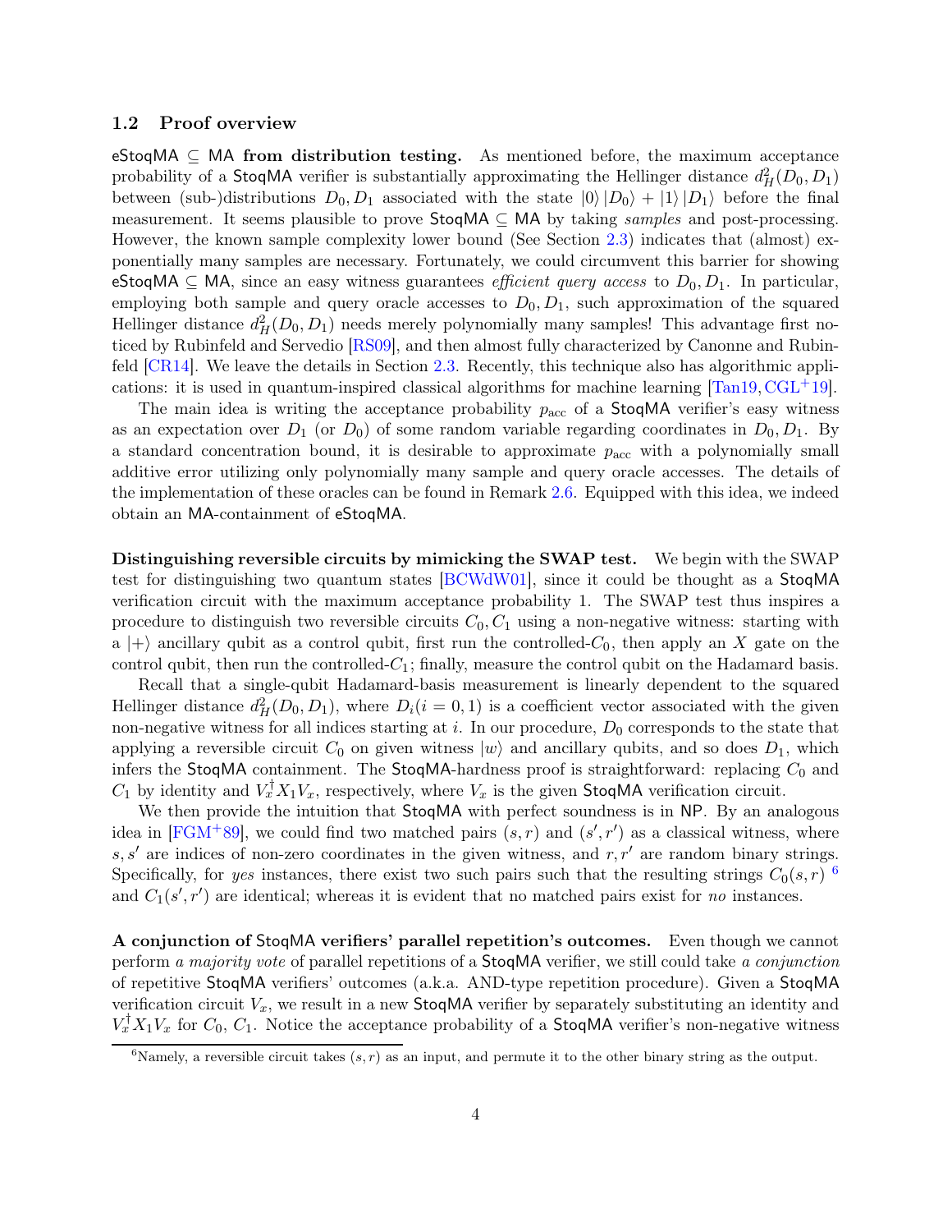### 1.2 Proof overview

**eStoqMA $\subseteq$ MA from distribution testing.** As mentioned before, the maximum acceptance probability of a StoqMA verifier is substantially approximating the Hellinger distance $d_H^2(D_0, D_1)$ between (sub-)distributions $D_0, D_1$ associated with the state $|0\rangle |D_0\rangle + |1\rangle |D_1\rangle$ before the final measurement. It seems plausible to prove StoqMA $\subseteq$ MA by taking *samples* and post-processing. However, the known sample complexity lower bound (See Section 2.3) indicates that (almost) exponentially many samples are necessary. Fortunately, we could circumvent this barrier for showing eStoqMA $\subseteq$ MA, since an easy witness guarantees *efficient query access* to $D_0, D_1$. In particular, employing both sample and query oracle accesses to $D_0, D_1$, such approximation of the squared Hellinger distance $d_H^2(D_0, D_1)$ needs merely polynomially many samples! This advantage first noticed by Rubinfeld and Servedio [RS09], and then almost fully characterized by Canonne and Rubinfeld [CR14]. We leave the details in Section 2.3. Recently, this technique also has algorithmic applications: it is used in quantum-inspired classical algorithms for machine learning [Tan19, CGL+19].

The main idea is writing the acceptance probability $p_{\text{acc}}$ of a StoqMA verifier's easy witness as an expectation over $D_1$ (or $D_0$) of some random variable regarding coordinates in $D_0, D_1$. By a standard concentration bound, it is desirable to approximate $p_{\text{acc}}$ with a polynomially small additive error utilizing only polynomially many sample and query oracle accesses. The details of the implementation of these oracles can be found in Remark 2.6. Equipped with this idea, we indeed obtain an MA-containment of eStoqMA.

**Distinguishing reversible circuits by mimicking the SWAP test.** We begin with the SWAP test for distinguishing two quantum states [BCWdW01], since it could be thought as a StoqMA verification circuit with the maximum acceptance probability 1. The SWAP test thus inspires a procedure to distinguish two reversible circuits $C_0, C_1$ using a non-negative witness: starting with a $|+\rangle$ ancillary qubit as a control qubit, first run the controlled-$C_0$, then apply an $X$ gate on the control qubit, then run the controlled-$C_1$; finally, measure the control qubit on the Hadamard basis.

Recall that a single-qubit Hadamard-basis measurement is linearly dependent to the squared Hellinger distance $d_H^2(D_0, D_1)$, where $D_i (i = 0, 1)$ is a coefficient vector associated with the given non-negative witness for all indices starting at $i$. In our procedure, $D_0$ corresponds to the state that applying a reversible circuit $C_0$ on given witness $|w\rangle$ and ancillary qubits, and so does $D_1$, which infers the StoqMA containment. The StoqMA-hardness proof is straightforward: replacing $C_0$ and $C_1$ by identity and $V_x^\dagger X_1 V_x$, respectively, where $V_x$ is the given StoqMA verification circuit.

We then provide the intuition that StoqMA with perfect soundness is in NP. By an analogous idea in [FGM+89], we could find two matched pairs $(s, r)$ and $(s', r')$ as a classical witness, where $s, s'$ are indices of non-zero coordinates in the given witness, and $r, r'$ are random binary strings. Specifically, for *yes* instances, there exist two such pairs such that the resulting strings $C_0(s, r)$ [6] and $C_1(s', r')$ are identical; whereas it is evident that no matched pairs exist for *no* instances.

**A conjunction of StoqMA verifiers' parallel repetition's outcomes.** Even though we cannot perform *a majority vote* of parallel repetitions of a StoqMA verifier, we still could take *a conjunction* of repetitive StoqMA verifiers' outcomes (a.k.a. AND-type repetition procedure). Given a StoqMA verification circuit $V_x$, we result in a new StoqMA verifier by separately substituting an identity and $V_x^\dagger X_1 V_x$ for $C_0$, $C_1$. Notice the acceptance probability of a StoqMA verifier's non-negative witness

[6] Namely, a reversible circuit takes $(s, r)$ as an input, and permute it to the other binary string as the output.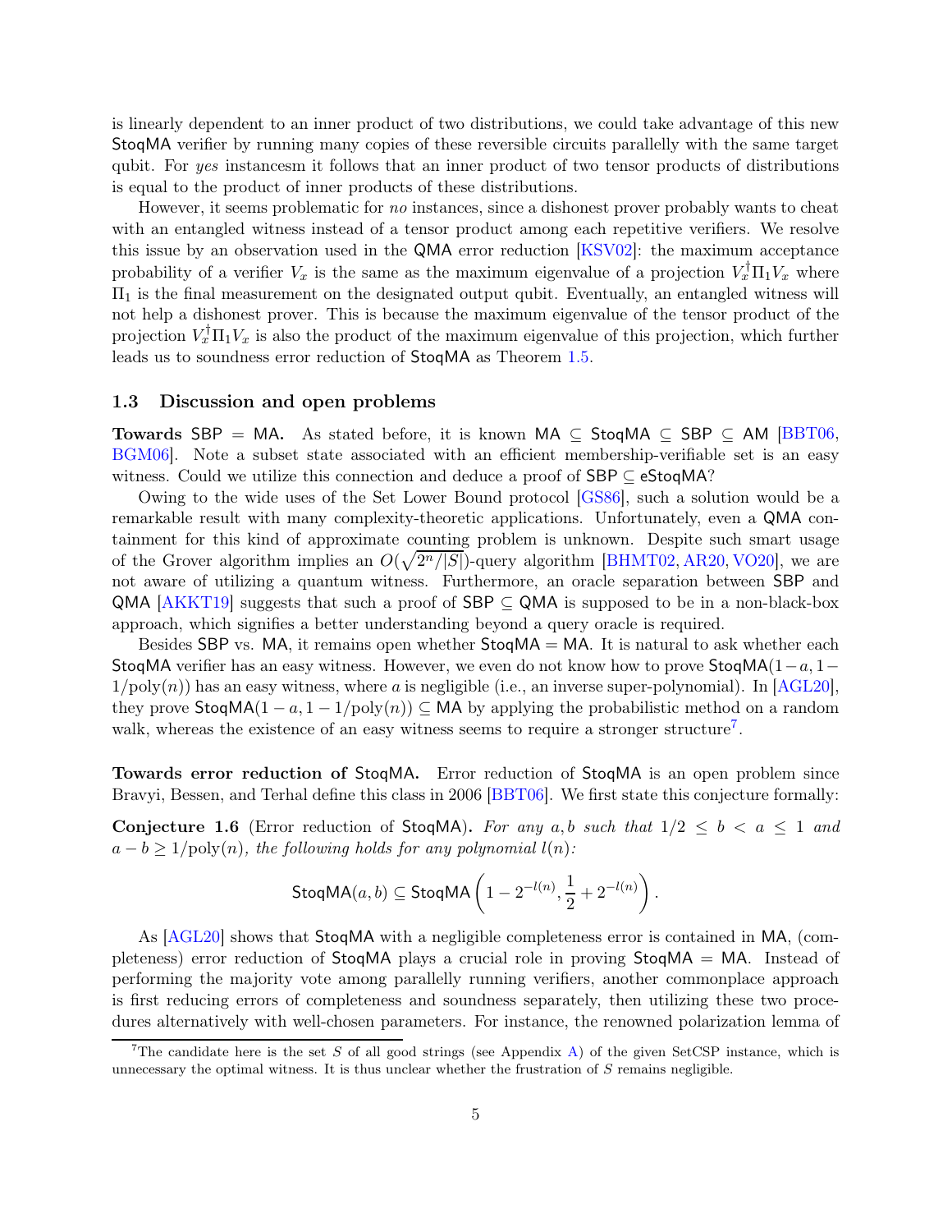is linearly dependent to an inner product of two distributions, we could take advantage of this new StoqMA verifier by running many copies of these reversible circuits parallelly with the same target qubit. For *yes* instancesm it follows that an inner product of two tensor products of distributions is equal to the product of inner products of these distributions.

However, it seems problematic for *no* instances, since a dishonest prover probably wants to cheat with an entangled witness instead of a tensor product among each repetitive verifiers. We resolve this issue by an observation used in the QMA error reduction [KSV02]: the maximum acceptance probability of a verifier $V_x$ is the same as the maximum eigenvalue of a projection $V_x^\dagger \Pi_1 V_x$ where $\Pi_1$ is the final measurement on the designated output qubit. Eventually, an entangled witness will not help a dishonest prover. This is because the maximum eigenvalue of the tensor product of the projection $V_x^\dagger \Pi_1 V_x$ is also the product of the maximum eigenvalue of this projection, which further leads us to soundness error reduction of StoqMA as Theorem 1.5.

### 1.3 Discussion and open problems

**Towards SBP = MA.** As stated before, it is known MA $\subseteq$ StoqMA $\subseteq$ SBP $\subseteq$ AM [BBT06, BGM06]. Note a subset state associated with an efficient membership-verifiable set is an easy witness. Could we utilize this connection and deduce a proof of SBP $\subseteq$ eStoqMA?

Owing to the wide uses of the Set Lower Bound protocol [GS86], such a solution would be a remarkable result with many complexity-theoretic applications. Unfortunately, even a QMA containment for this kind of approximate counting problem is unknown. Despite such smart usage of the Grover algorithm implies an $O(\sqrt{2^n/|S|})$-query algorithm [BHMT02, AR20, VO20], we are not aware of utilizing a quantum witness. Furthermore, an oracle separation between SBP and QMA [AKKT19] suggests that such a proof of SBP $\subseteq$ QMA is supposed to be in a non-black-box approach, which signifies a better understanding beyond a query oracle is required.

Besides SBP vs. MA, it remains open whether StoqMA = MA. It is natural to ask whether each StoqMA verifier has an easy witness. However, we even do not know how to prove StoqMA$(1-a, 1-1/\mathrm{poly}(n))$ has an easy witness, where $a$ is negligible (i.e., an inverse super-polynomial). In [AGL20], they prove StoqMA$(1-a, 1-1/\mathrm{poly}(n)) \subseteq$ MA by applying the probabilistic method on a random walk, whereas the existence of an easy witness seems to require a stronger structure[7].

**Towards error reduction of StoqMA.** Error reduction of StoqMA is an open problem since Bravyi, Bessen, and Terhal define this class in 2006 [BBT06]. We first state this conjecture formally:

**Conjecture 1.6** (Error reduction of StoqMA)**.** *For any $a, b$ such that $1/2 \leq b < a \leq 1$ and $a - b \geq 1/\mathrm{poly}(n)$, the following holds for any polynomial $l(n)$:*

$$\mathsf{StoqMA}(a, b) \subseteq \mathsf{StoqMA}\left(1 - 2^{-l(n)}, \frac{1}{2} + 2^{-l(n)}\right).$$

As [AGL20] shows that StoqMA with a negligible completeness error is contained in MA, (completeness) error reduction of StoqMA plays a crucial role in proving StoqMA = MA. Instead of performing the majority vote among parallelly running verifiers, another commonplace approach is first reducing errors of completeness and soundness separately, then utilizing these two procedures alternatively with well-chosen parameters. For instance, the renowned polarization lemma of

[7] The candidate here is the set $S$ of all good strings (see Appendix A) of the given SetCSP instance, which is unnecessary the optimal witness. It is thus unclear whether the frustration of $S$ remains negligible.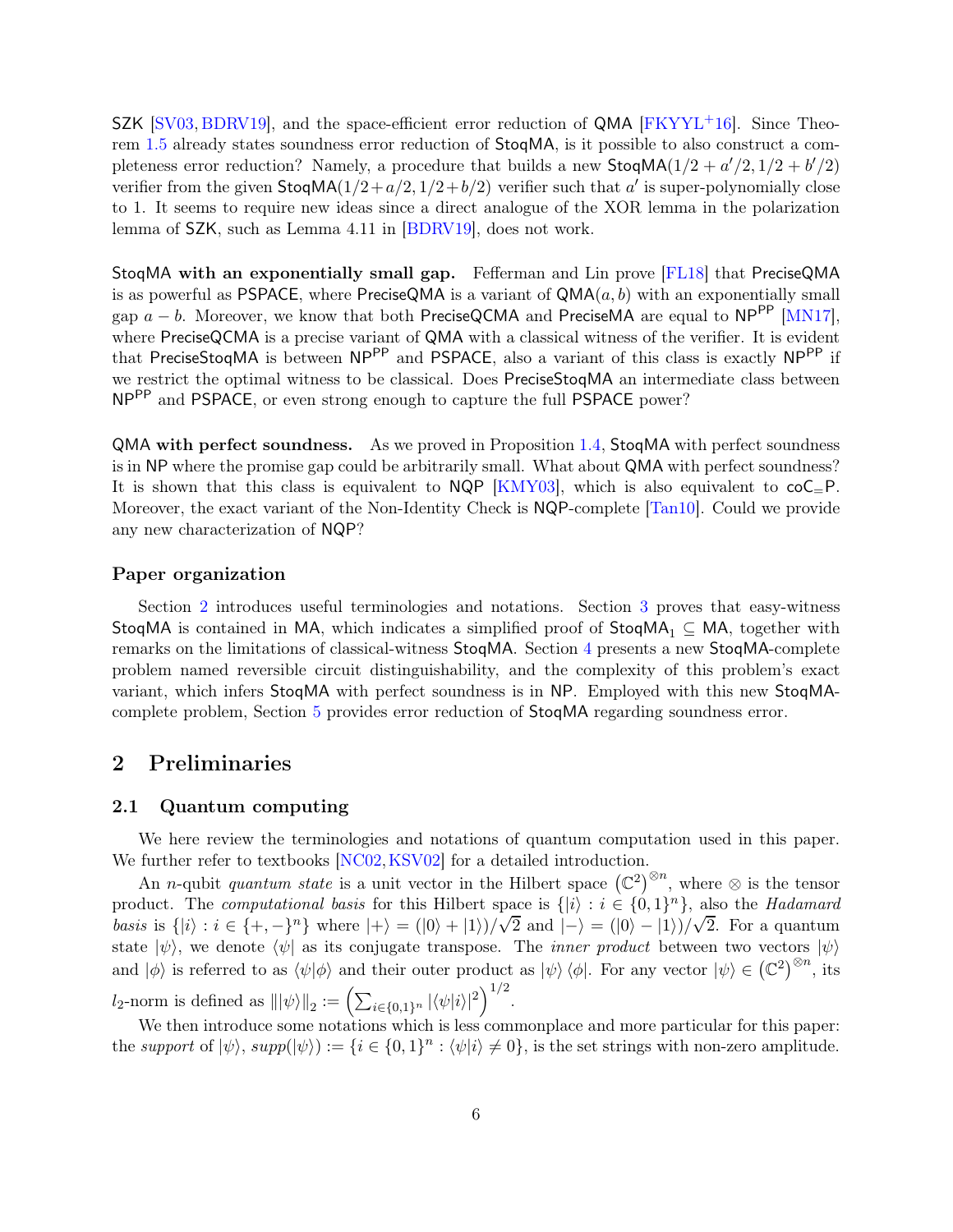SZK [SV03, BDRV19], and the space-efficient error reduction of QMA [FKYYL+16]. Since Theorem 1.5 already states soundness error reduction of StoqMA, is it possible to also construct a completeness error reduction? Namely, a procedure that builds a new $\mathsf{StoqMA}(1/2 + a'/2, 1/2 + b'/2)$ verifier from the given $\mathsf{StoqMA}(1/2+a/2, 1/2+b/2)$ verifier such that $a'$ is super-polynomially close to 1. It seems to require new ideas since a direct analogue of the XOR lemma in the polarization lemma of SZK, such as Lemma 4.11 in [BDRV19], does not work.

**StoqMA with an exponentially small gap.** Fefferman and Lin prove [FL18] that PreciseQMA is as powerful as PSPACE, where PreciseQMA is a variant of $\mathsf{QMA}(a, b)$ with an exponentially small gap $a - b$. Moreover, we know that both PreciseQCMA and PreciseMA are equal to $\mathsf{NP}^{\mathsf{PP}}$ [MN17], where PreciseQCMA is a precise variant of QMA with a classical witness of the verifier. It is evident that PreciseStoqMA is between $\mathsf{NP}^{\mathsf{PP}}$ and PSPACE, also a variant of this class is exactly $\mathsf{NP}^{\mathsf{PP}}$ if we restrict the optimal witness to be classical. Does PreciseStoqMA an intermediate class between $\mathsf{NP}^{\mathsf{PP}}$ and PSPACE, or even strong enough to capture the full PSPACE power?

**QMA with perfect soundness.** As we proved in Proposition 1.4, StoqMA with perfect soundness is in NP where the promise gap could be arbitrarily small. What about QMA with perfect soundness? It is shown that this class is equivalent to NQP [KMY03], which is also equivalent to $\mathsf{coC_=P}$. Moreover, the exact variant of the Non-Identity Check is NQP-complete [Tan10]. Could we provide any new characterization of NQP?

### Paper organization

Section 2 introduces useful terminologies and notations. Section 3 proves that easy-witness StoqMA is contained in MA, which indicates a simplified proof of $\mathsf{StoqMA}_1 \subseteq \mathsf{MA}$, together with remarks on the limitations of classical-witness StoqMA. Section 4 presents a new StoqMA-complete problem named reversible circuit distinguishability, and the complexity of this problem's exact variant, which infers StoqMA with perfect soundness is in NP. Employed with this new StoqMA-complete problem, Section 5 provides error reduction of StoqMA regarding soundness error.

## 2 Preliminaries

### 2.1 Quantum computing

We here review the terminologies and notations of quantum computation used in this paper. We further refer to textbooks [NC02, KSV02] for a detailed introduction.

An $n$-qubit *quantum state* is a unit vector in the Hilbert space $\left(\mathbb{C}^2\right)^{\otimes n}$, where $\otimes$ is the tensor product. The *computational basis* for this Hilbert space is $\{|i\rangle : i \in \{0,1\}^n\}$, also the *Hadamard basis* is $\{|i\rangle : i \in \{+,-\}^n\}$ where $|+\rangle = (|0\rangle + |1\rangle)/\sqrt{2}$ and $|-\rangle = (|0\rangle - |1\rangle)/\sqrt{2}$. For a quantum state $|\psi\rangle$, we denote $\langle\psi|$ as its conjugate transpose. The *inner product* between two vectors $|\psi\rangle$ and $|\phi\rangle$ is referred to as $\langle\psi|\phi\rangle$ and their outer product as $|\psi\rangle\langle\phi|$. For any vector $|\psi\rangle \in \left(\mathbb{C}^2\right)^{\otimes n}$, its $l_2$-norm is defined as $\||\psi\rangle\|_2 := \left(\sum_{i\in\{0,1\}^n} |\langle\psi|i\rangle|^2\right)^{1/2}$.

We then introduce some notations which is less commonplace and more particular for this paper: the *support* of $|\psi\rangle$, $supp(|\psi\rangle) := \{i \in \{0,1\}^n : \langle\psi|i\rangle \neq 0\}$, is the set strings with non-zero amplitude.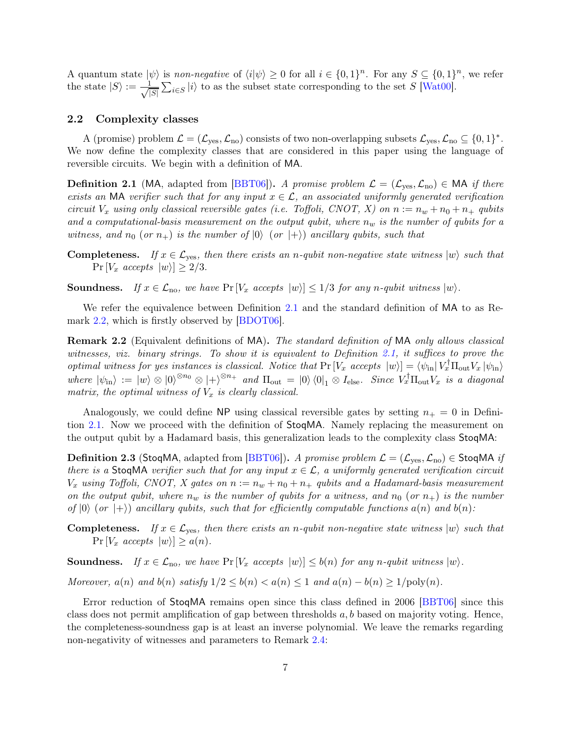A quantum state $|\psi\rangle$ is *non-negative* of $\langle i|\psi\rangle \geq 0$ for all $i \in \{0,1\}^n$. For any $S \subseteq \{0,1\}^n$, we refer the state $|S\rangle := \frac{1}{\sqrt{|S|}} \sum_{i\in S} |i\rangle$ to as the subset state corresponding to the set $S$ [Wat00].

## 2.2 Complexity classes

A (promise) problem $\mathcal{L} = (\mathcal{L}_{\text{yes}}, \mathcal{L}_{\text{no}})$ consists of two non-overlapping subsets $\mathcal{L}_{\text{yes}}, \mathcal{L}_{\text{no}} \subseteq \{0,1\}^*$. We now define the complexity classes that are considered in this paper using the language of reversible circuits. We begin with a definition of MA.

**Definition 2.1** (MA, adapted from [BBT06])**.** *A promise problem $\mathcal{L} = (\mathcal{L}_{\text{yes}}, \mathcal{L}_{\text{no}}) \in$ MA if there exists an MA verifier such that for any input $x \in \mathcal{L}$, an associated uniformly generated verification circuit $V_x$ using only classical reversible gates (i.e. Toffoli, CNOT, X) on $n := n_w + n_0 + n_+$ qubits and a computational-basis measurement on the output qubit, where $n_w$ is the number of qubits for a witness, and $n_0$ (or $n_+$) is the number of $|0\rangle$ (or $|+\rangle$) ancillary qubits, such that*

**Completeness.** *If $x \in \mathcal{L}_{\text{yes}}$, then there exists an $n$-qubit non-negative state witness $|w\rangle$ such that $\Pr[V_x \text{ accepts } |w\rangle] \geq 2/3$.*

**Soundness.** *If $x \in \mathcal{L}_{\text{no}}$, we have $\Pr[V_x \text{ accepts } |w\rangle] \leq 1/3$ for any $n$-qubit witness $|w\rangle$.*

We refer the equivalence between Definition 2.1 and the standard definition of MA to as Remark 2.2, which is firstly observed by [BDOT06].

**Remark 2.2** (Equivalent definitions of MA)**.** *The standard definition of* MA *only allows classical witnesses, viz. binary strings. To show it is equivalent to Definition 2.1, it suffices to prove the optimal witness for yes instances is classical. Notice that $\Pr[V_x \text{ accepts } |w\rangle] = \langle\psi_{\text{in}}| V_x^\dagger \Pi_{\text{out}} V_x |\psi_{\text{in}}\rangle$ where $|\psi_{\text{in}}\rangle := |w\rangle \otimes |0\rangle^{\otimes n_0} \otimes |+\rangle^{\otimes n_+}$ and $\Pi_{\text{out}} = |0\rangle\langle 0|_1 \otimes I_{\text{else}}$. Since $V_x^\dagger \Pi_{\text{out}} V_x$ is a diagonal matrix, the optimal witness of $V_x$ is clearly classical.*

Analogously, we could define NP using classical reversible gates by setting $n_+ = 0$ in Definition 2.1. Now we proceed with the definition of StoqMA. Namely replacing the measurement on the output qubit by a Hadamard basis, this generalization leads to the complexity class StoqMA:

**Definition 2.3** (StoqMA, adapted from [BBT06])**.** *A promise problem $\mathcal{L} = (\mathcal{L}_{\text{yes}}, \mathcal{L}_{\text{no}}) \in$ StoqMA if there is a StoqMA verifier such that for any input $x \in \mathcal{L}$, a uniformly generated verification circuit $V_x$ using Toffoli, CNOT, X gates on $n := n_w + n_0 + n_+$ qubits and a Hadamard-basis measurement on the output qubit, where $n_w$ is the number of qubits for a witness, and $n_0$ (or $n_+$) is the number of $|0\rangle$ (or $|+\rangle$) ancillary qubits, such that for efficiently computable functions $a(n)$ and $b(n)$:*

**Completeness.** *If $x \in \mathcal{L}_{\text{yes}}$, then there exists an $n$-qubit non-negative state witness $|w\rangle$ such that $\Pr[V_x \text{ accepts } |w\rangle] \geq a(n)$.*

**Soundness.** *If $x \in \mathcal{L}_{\text{no}}$, we have $\Pr[V_x \text{ accepts } |w\rangle] \leq b(n)$ for any $n$-qubit witness $|w\rangle$.*

*Moreover, $a(n)$ and $b(n)$ satisfy $1/2 \leq b(n) < a(n) \leq 1$ and $a(n) - b(n) \geq 1/\text{poly}(n)$.*

Error reduction of StoqMA remains open since this class defined in 2006 [BBT06] since this class does not permit amplification of gap between thresholds $a, b$ based on majority voting. Hence, the completeness-soundness gap is at least an inverse polynomial. We leave the remarks regarding non-negativity of witnesses and parameters to Remark 2.4: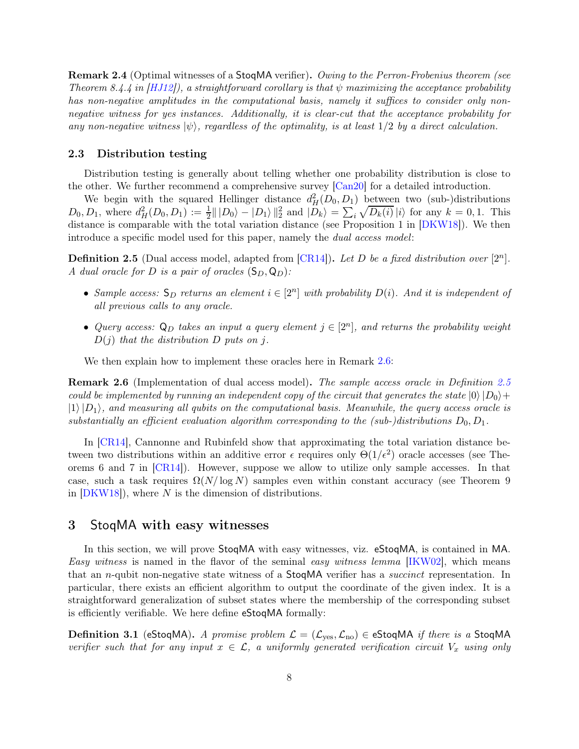**Remark 2.4** (Optimal witnesses of a StoqMA verifier)**.** *Owing to the Perron-Frobenius theorem (see Theorem 8.4.4 in [HJ12]), a straightforward corollary is that $\psi$ maximizing the acceptance probability has non-negative amplitudes in the computational basis, namely it suffices to consider only non-negative witness for yes instances. Additionally, it is clear-cut that the acceptance probability for any non-negative witness $|\psi\rangle$, regardless of the optimality, is at least $1/2$ by a direct calculation.*

### 2.3 Distribution testing

Distribution testing is generally about telling whether one probability distribution is close to the other. We further recommend a comprehensive survey [Can20] for a detailed introduction.

We begin with the squared Hellinger distance $d_H^2(D_0, D_1)$ between two (sub-)distributions $D_0, D_1$, where $d_H^2(D_0, D_1) := \frac{1}{2}\| |D_0\rangle - |D_1\rangle \|_2^2$ and $|D_k\rangle = \sum_i \sqrt{D_k(i)}\, |i\rangle$ for any $k = 0, 1$. This distance is comparable with the total variation distance (see Proposition 1 in [DKW18]). We then introduce a specific model used for this paper, namely the *dual access model*:

**Definition 2.5** (Dual access model, adapted from [CR14])**.** *Let $D$ be a fixed distribution over $[2^n]$. A dual oracle for $D$ is a pair of oracles $(\mathsf{S}_D, \mathsf{Q}_D)$:*

- *Sample access: $\mathsf{S}_D$ returns an element $i \in [2^n]$ with probability $D(i)$. And it is independent of all previous calls to any oracle.*
- *Query access: $\mathsf{Q}_D$ takes an input a query element $j \in [2^n]$, and returns the probability weight $D(j)$ that the distribution $D$ puts on $j$.*

We then explain how to implement these oracles here in Remark 2.6:

**Remark 2.6** (Implementation of dual access model)**.** *The sample access oracle in Definition 2.5 could be implemented by running an independent copy of the circuit that generates the state $|0\rangle |D_0\rangle + |1\rangle |D_1\rangle$, and measuring all qubits on the computational basis. Meanwhile, the query access oracle is substantially an efficient evaluation algorithm corresponding to the (sub-)distributions $D_0, D_1$.*

In [CR14], Cannonne and Rubinfeld show that approximating the total variation distance between two distributions within an additive error $\epsilon$ requires only $\Theta(1/\epsilon^2)$ oracle accesses (see Theorems 6 and 7 in [CR14]). However, suppose we allow to utilize only sample accesses. In that case, such a task requires $\Omega(N/\log N)$ samples even within constant accuracy (see Theorem 9 in [DKW18]), where $N$ is the dimension of distributions.

## 3 StoqMA with easy witnesses

In this section, we will prove StoqMA with easy witnesses, viz. eStoqMA, is contained in MA. *Easy witness* is named in the flavor of the seminal *easy witness lemma* [IKW02], which means that an $n$-qubit non-negative state witness of a StoqMA verifier has a *succinct* representation. In particular, there exists an efficient algorithm to output the coordinate of the given index. It is a straightforward generalization of subset states where the membership of the corresponding subset is efficiently verifiable. We here define eStoqMA formally:

**Definition 3.1** (eStoqMA)**.** *A promise problem $\mathcal{L} = (\mathcal{L}_{\rm yes}, \mathcal{L}_{\rm no}) \in$ eStoqMA if there is a StoqMA verifier such that for any input $x \in \mathcal{L}$, a uniformly generated verification circuit $V_x$ using only*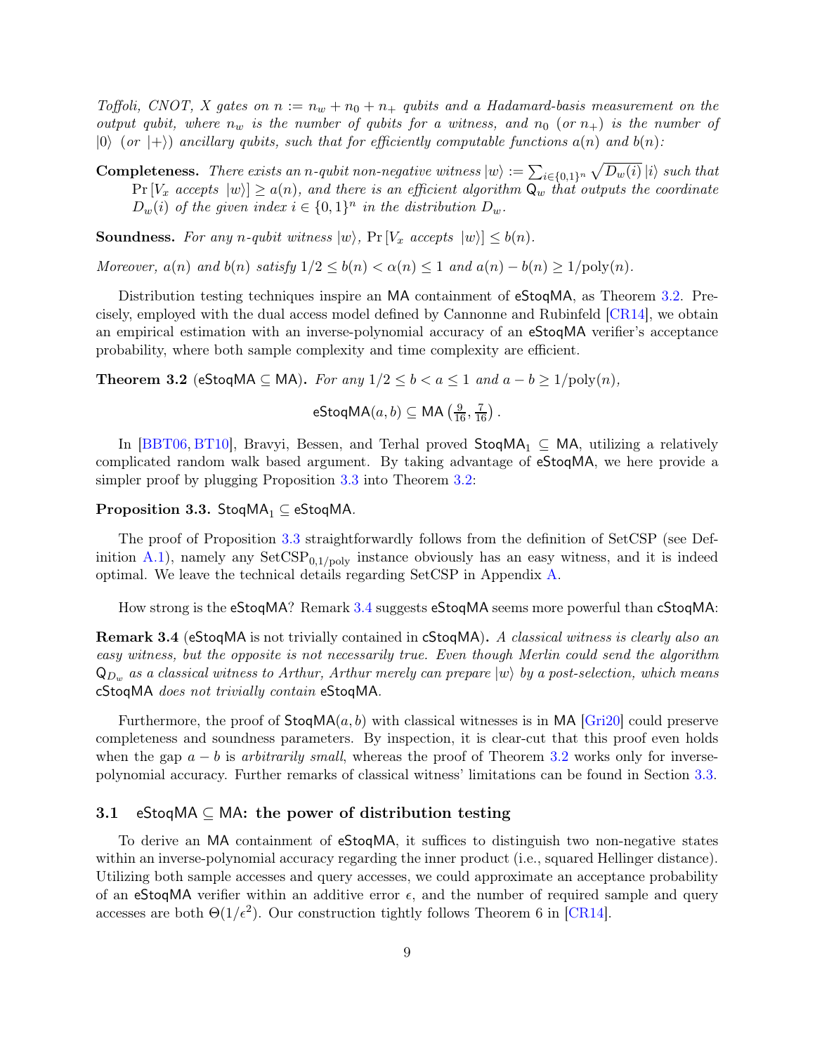*Toffoli, CNOT, X gates on $n := n_w + n_0 + n_+$ qubits and a Hadamard-basis measurement on the output qubit, where $n_w$ is the number of qubits for a witness, and $n_0$ (or $n_+$) is the number of $|0\rangle$ (or $|+\rangle$) ancillary qubits, such that for efficiently computable functions $a(n)$ and $b(n)$:*

**Completeness.** *There exists an $n$-qubit non-negative witness $|w\rangle := \sum_{i\in\{0,1\}^n} \sqrt{D_w(i)}\,|i\rangle$ such that $\Pr[V_x \text{ accepts } |w\rangle] \geq a(n)$, and there is an efficient algorithm $\mathsf{Q}_w$ that outputs the coordinate $D_w(i)$ of the given index $i \in \{0,1\}^n$ in the distribution $D_w$.*

**Soundness.** *For any $n$-qubit witness $|w\rangle$, $\Pr[V_x \text{ accepts } |w\rangle] \leq b(n)$.*

*Moreover, $a(n)$ and $b(n)$ satisfy $1/2 \leq b(n) < \alpha(n) \leq 1$ and $a(n) - b(n) \geq 1/\mathrm{poly}(n)$.*

Distribution testing techniques inspire an MA containment of eStoqMA, as Theorem 3.2. Precisely, employed with the dual access model defined by Cannonne and Rubinfeld [CR14], we obtain an empirical estimation with an inverse-polynomial accuracy of an eStoqMA verifier's acceptance probability, where both sample complexity and time complexity are efficient.

**Theorem 3.2** (eStoqMA $\subseteq$ MA)**.** *For any $1/2 \leq b < a \leq 1$ and $a - b \geq 1/\mathrm{poly}(n)$,*

$$\mathsf{eStoqMA}(a, b) \subseteq \mathsf{MA}\left(\tfrac{9}{16}, \tfrac{7}{16}\right).$$

In [BBT06, BT10], Bravyi, Bessen, and Terhal proved $\mathsf{StoqMA}_1 \subseteq \mathsf{MA}$, utilizing a relatively complicated random walk based argument. By taking advantage of eStoqMA, we here provide a simpler proof by plugging Proposition 3.3 into Theorem 3.2:

**Proposition 3.3.** $\mathsf{StoqMA}_1 \subseteq \mathsf{eStoqMA}$*.*

The proof of Proposition 3.3 straightforwardly follows from the definition of SetCSP (see Definition A.1), namely any $\mathrm{SetCSP}_{0,1/\mathrm{poly}}$ instance obviously has an easy witness, and it is indeed optimal. We leave the technical details regarding SetCSP in Appendix A.

How strong is the eStoqMA? Remark 3.4 suggests eStoqMA seems more powerful than cStoqMA:

**Remark 3.4** (eStoqMA is not trivially contained in cStoqMA)**.** *A classical witness is clearly also an easy witness, but the opposite is not necessarily true. Even though Merlin could send the algorithm $\mathsf{Q}_{D_w}$ as a classical witness to Arthur, Arthur merely can prepare $|w\rangle$ by a post-selection, which means* cStoqMA *does not trivially contain* eStoqMA*.*

Furthermore, the proof of $\mathsf{StoqMA}(a, b)$ with classical witnesses is in MA [Gri20] could preserve completeness and soundness parameters. By inspection, it is clear-cut that this proof even holds when the gap $a - b$ is *arbitrarily small*, whereas the proof of Theorem 3.2 works only for inverse-polynomial accuracy. Further remarks of classical witness' limitations can be found in Section 3.3.

## 3.1 eStoqMA $\subseteq$ MA: the power of distribution testing

To derive an MA containment of eStoqMA, it suffices to distinguish two non-negative states within an inverse-polynomial accuracy regarding the inner product (i.e., squared Hellinger distance). Utilizing both sample accesses and query accesses, we could approximate an acceptance probability of an eStoqMA verifier within an additive error $\epsilon$, and the number of required sample and query accesses are both $\Theta(1/\epsilon^2)$. Our construction tightly follows Theorem 6 in [CR14].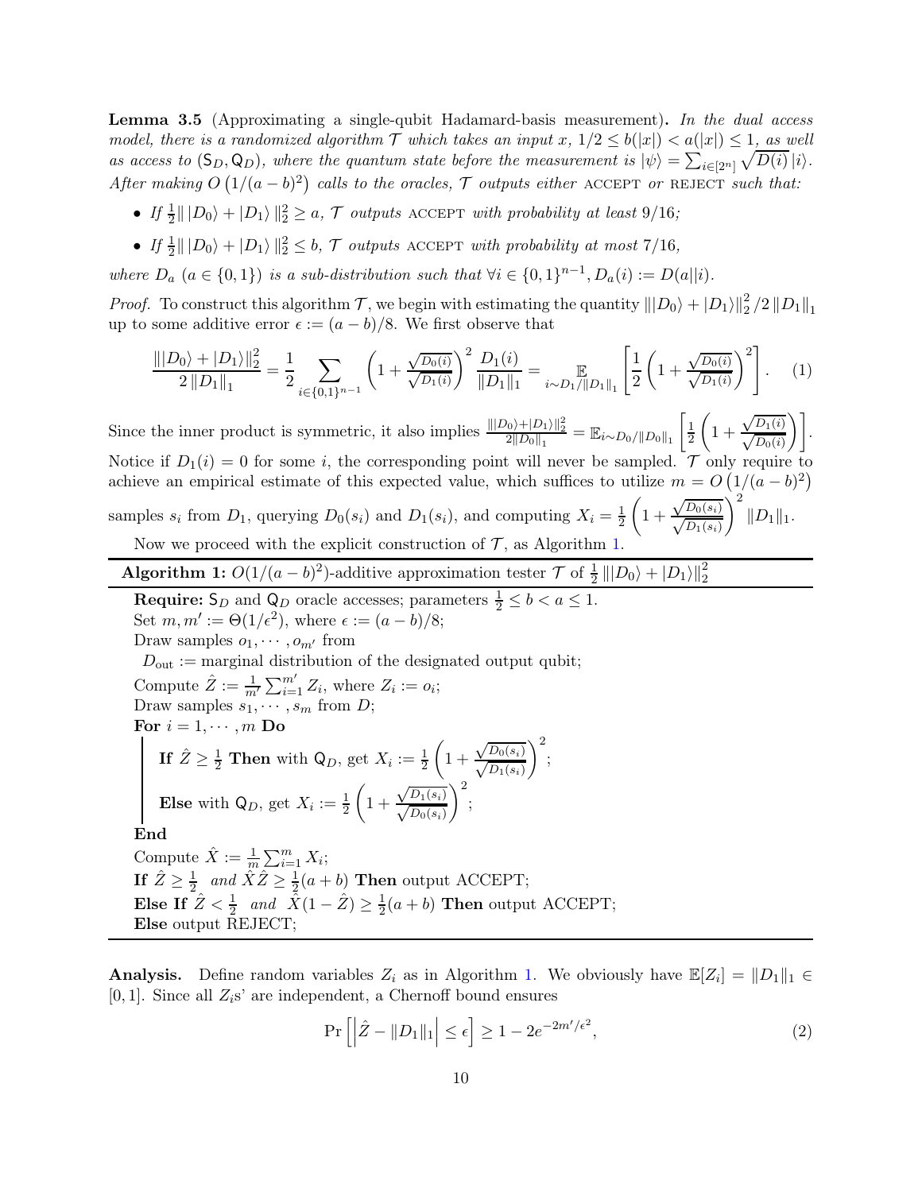**Lemma 3.5** (Approximating a single-qubit Hadamard-basis measurement)**.** *In the dual access model, there is a randomized algorithm $\mathcal{T}$ which takes an input $x$, $1/2 \le b(|x|) < a(|x|) \le 1$, as well as access to $(\mathsf{S}_D, \mathsf{Q}_D)$, where the quantum state before the measurement is $|\psi\rangle = \sum_{i\in[2^n]} \sqrt{D(i)}\,|i\rangle$. After making $O\left(1/(a-b)^2\right)$ calls to the oracles, $\mathcal{T}$ outputs either* ACCEPT *or* REJECT *such that:*

- *If $\frac{1}{2}\| \,|D_0\rangle + |D_1\rangle\, \|_2^2 \ge a$, $\mathcal{T}$ outputs* ACCEPT *with probability at least $9/16$;*
- *If $\frac{1}{2}\| \,|D_0\rangle + |D_1\rangle\, \|_2^2 \le b$, $\mathcal{T}$ outputs* ACCEPT *with probability at most $7/16$,*

*where $D_a$ $(a \in \{0,1\})$ is a sub-distribution such that $\forall i \in \{0,1\}^{n-1}, D_a(i) := D(a||i)$.*

*Proof.* To construct this algorithm $\mathcal{T}$, we begin with estimating the quantity $\||D_0\rangle + |D_1\rangle\|_2^2 / 2\,\|D_1\|_1$ up to some additive error $\epsilon := (a-b)/8$. We first observe that

$$\frac{\||D_0\rangle + |D_1\rangle\|_2^2}{2\,\|D_1\|_1} = \frac{1}{2}\sum_{i\in\{0,1\}^{n-1}} \left(1 + \frac{\sqrt{D_0(i)}}{\sqrt{D_1(i)}}\right)^2 \frac{D_1(i)}{\|D_1\|_1} = \mathop{\mathbb{E}}_{i\sim D_1/\|D_1\|_1}\left[\frac{1}{2}\left(1 + \frac{\sqrt{D_0(i)}}{\sqrt{D_1(i)}}\right)^2\right]. \quad (1)$$

Since the inner product is symmetric, it also implies $\frac{\||D_0\rangle + |D_1\rangle\|_2^2}{2\|D_0\|_1} = \mathbb{E}_{i\sim D_0/\|D_0\|_1}\left[\frac{1}{2}\left(1 + \frac{\sqrt{D_1(i)}}{\sqrt{D_0(i)}}\right)\right]$. Notice if $D_1(i) = 0$ for some $i$, the corresponding point will never be sampled. $\mathcal{T}$ only require to achieve an empirical estimate of this expected value, which suffices to utilize $m = O\left(1/(a-b)^2\right)$ samples $s_i$ from $D_1$, querying $D_0(s_i)$ and $D_1(s_i)$, and computing $X_i = \frac{1}{2}\left(1 + \frac{\sqrt{D_0(s_i)}}{\sqrt{D_1(s_i)}}\right)^2 \|D_1\|_1$.

Now we proceed with the explicit construction of $\mathcal{T}$, as Algorithm 1.

---

**Algorithm 1:** $O(1/(a-b)^2)$-additive approximation tester $\mathcal{T}$ of $\frac{1}{2}\||D_0\rangle + |D_1\rangle\|_2^2$

---

**Require:** $\mathsf{S}_D$ and $\mathsf{Q}_D$ oracle accesses; parameters $\frac{1}{2} \le b < a \le 1$.
Set $m, m' := \Theta(1/\epsilon^2)$, where $\epsilon := (a-b)/8$;
Draw samples $o_1, \cdots, o_{m'}$ from
  $D_{\text{out}}$ := marginal distribution of the designated output qubit;
Compute $\hat{Z} := \frac{1}{m'}\sum_{i=1}^{m'} Z_i$, where $Z_i := o_i$;
Draw samples $s_1, \cdots, s_m$ from $D$;
**For** $i = 1, \cdots, m$ **Do**
  **If** $\hat{Z} \ge \frac{1}{2}$ **Then** with $\mathsf{Q}_D$, get $X_i := \frac{1}{2}\left(1 + \frac{\sqrt{D_0(s_i)}}{\sqrt{D_1(s_i)}}\right)^2$;
  **Else** with $\mathsf{Q}_D$, get $X_i := \frac{1}{2}\left(1 + \frac{\sqrt{D_1(s_i)}}{\sqrt{D_0(s_i)}}\right)^2$;
**End**
Compute $\hat{X} := \frac{1}{m}\sum_{i=1}^{m} X_i$;
**If** $\hat{Z} \ge \frac{1}{2}$ *and* $\hat{X}\hat{Z} \ge \frac{1}{2}(a+b)$ **Then** output ACCEPT;
**Else If** $\hat{Z} < \frac{1}{2}$ *and* $\hat{X}(1-\hat{Z}) \ge \frac{1}{2}(a+b)$ **Then** output ACCEPT;
**Else** output REJECT;

---

**Analysis.** Define random variables $Z_i$ as in Algorithm 1. We obviously have $\mathbb{E}[Z_i] = \|D_1\|_1 \in [0,1]$. Since all $Z_i$s' are independent, a Chernoff bound ensures

$$\Pr\left[\left|\hat{Z} - \|D_1\|_1\right| \le \epsilon\right] \ge 1 - 2e^{-2m'/\epsilon^2}, \quad (2)$$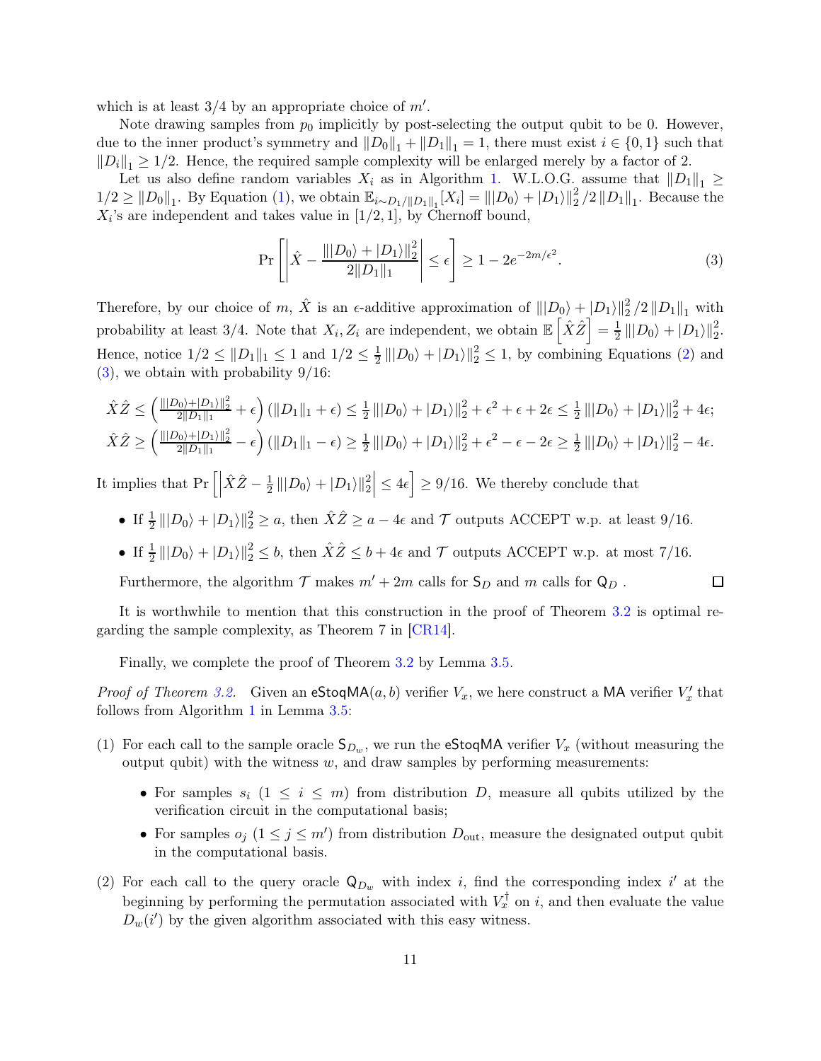which is at least 3/4 by an appropriate choice of $m'$.

Note drawing samples from $p_0$ implicitly by post-selecting the output qubit to be 0. However, due to the inner product's symmetry and $\|D_0\|_1 + \|D_1\|_1 = 1$, there must exist $i \in \{0,1\}$ such that $\|D_i\|_1 \geq 1/2$. Hence, the required sample complexity will be enlarged merely by a factor of 2.

Let us also define random variables $X_i$ as in Algorithm 1. W.L.O.G. assume that $\|D_1\|_1 \geq 1/2 \geq \|D_0\|_1$. By Equation (1), we obtain $\mathbb{E}_{i \sim D_1/\|D_1\|_1}[X_i] = \||D_0\rangle + |D_1\rangle\|_2^2 / 2\|D_1\|_1$. Because the $X_i$'s are independent and takes value in $[1/2, 1]$, by Chernoff bound,

$$\Pr\left[\left|\hat{X} - \frac{\||D_0\rangle + |D_1\rangle\|_2^2}{2\|D_1\|_1}\right| \leq \epsilon\right] \geq 1 - 2e^{-2m/\epsilon^2}. \tag{3}$$

Therefore, by our choice of $m$, $\hat{X}$ is an $\epsilon$-additive approximation of $\||D_0\rangle + |D_1\rangle\|_2^2 / 2\|D_1\|_1$ with probability at least 3/4. Note that $X_i, Z_i$ are independent, we obtain $\mathbb{E}\left[\hat{X}\hat{Z}\right] = \frac{1}{2}\||D_0\rangle + |D_1\rangle\|_2^2$. Hence, notice $1/2 \leq \|D_1\|_1 \leq 1$ and $1/2 \leq \frac{1}{2}\||D_0\rangle + |D_1\rangle\|_2^2 \leq 1$, by combining Equations (2) and (3), we obtain with probability 9/16:

$$\hat{X}\hat{Z} \leq \left(\tfrac{\||D_0\rangle + |D_1\rangle\|_2^2}{2\|D_1\|_1} + \epsilon\right)(\|D_1\|_1 + \epsilon) \leq \tfrac{1}{2}\||D_0\rangle + |D_1\rangle\|_2^2 + \epsilon^2 + \epsilon + 2\epsilon \leq \tfrac{1}{2}\||D_0\rangle + |D_1\rangle\|_2^2 + 4\epsilon;$$

$$\hat{X}\hat{Z} \geq \left(\tfrac{\||D_0\rangle + |D_1\rangle\|_2^2}{2\|D_1\|_1} - \epsilon\right)(\|D_1\|_1 - \epsilon) \geq \tfrac{1}{2}\||D_0\rangle + |D_1\rangle\|_2^2 + \epsilon^2 - \epsilon - 2\epsilon \geq \tfrac{1}{2}\||D_0\rangle + |D_1\rangle\|_2^2 - 4\epsilon.$$

It implies that $\Pr\left[\left|\hat{X}\hat{Z} - \frac{1}{2}\||D_0\rangle + |D_1\rangle\|_2^2\right| \leq 4\epsilon\right] \geq 9/16$. We thereby conclude that

- If $\frac{1}{2}\||D_0\rangle + |D_1\rangle\|_2^2 \geq a$, then $\hat{X}\hat{Z} \geq a - 4\epsilon$ and $\mathcal{T}$ outputs ACCEPT w.p. at least 9/16.
- If $\frac{1}{2}\||D_0\rangle + |D_1\rangle\|_2^2 \leq b$, then $\hat{X}\hat{Z} \leq b + 4\epsilon$ and $\mathcal{T}$ outputs ACCEPT w.p. at most 7/16.

Furthermore, the algorithm $\mathcal{T}$ makes $m' + 2m$ calls for $\mathsf{S}_D$ and $m$ calls for $\mathsf{Q}_D$. □

It is worthwhile to mention that this construction in the proof of Theorem 3.2 is optimal regarding the sample complexity, as Theorem 7 in [CR14].

Finally, we complete the proof of Theorem 3.2 by Lemma 3.5.

*Proof of Theorem 3.2.* Given an $\mathsf{eStoqMA}(a,b)$ verifier $V_x$, we here construct a $\mathsf{MA}$ verifier $V_x'$ that follows from Algorithm 1 in Lemma 3.5:

(1) For each call to the sample oracle $\mathsf{S}_{D_w}$, we run the $\mathsf{eStoqMA}$ verifier $V_x$ (without measuring the output qubit) with the witness $w$, and draw samples by performing measurements:
   - For samples $s_i$ $(1 \leq i \leq m)$ from distribution $D$, measure all qubits utilized by the verification circuit in the computational basis;
   - For samples $o_j$ $(1 \leq j \leq m')$ from distribution $D_{\text{out}}$, measure the designated output qubit in the computational basis.

(2) For each call to the query oracle $\mathsf{Q}_{D_w}$ with index $i$, find the corresponding index $i'$ at the beginning by performing the permutation associated with $V_x^\dagger$ on $i$, and then evaluate the value $D_w(i')$ by the given algorithm associated with this easy witness.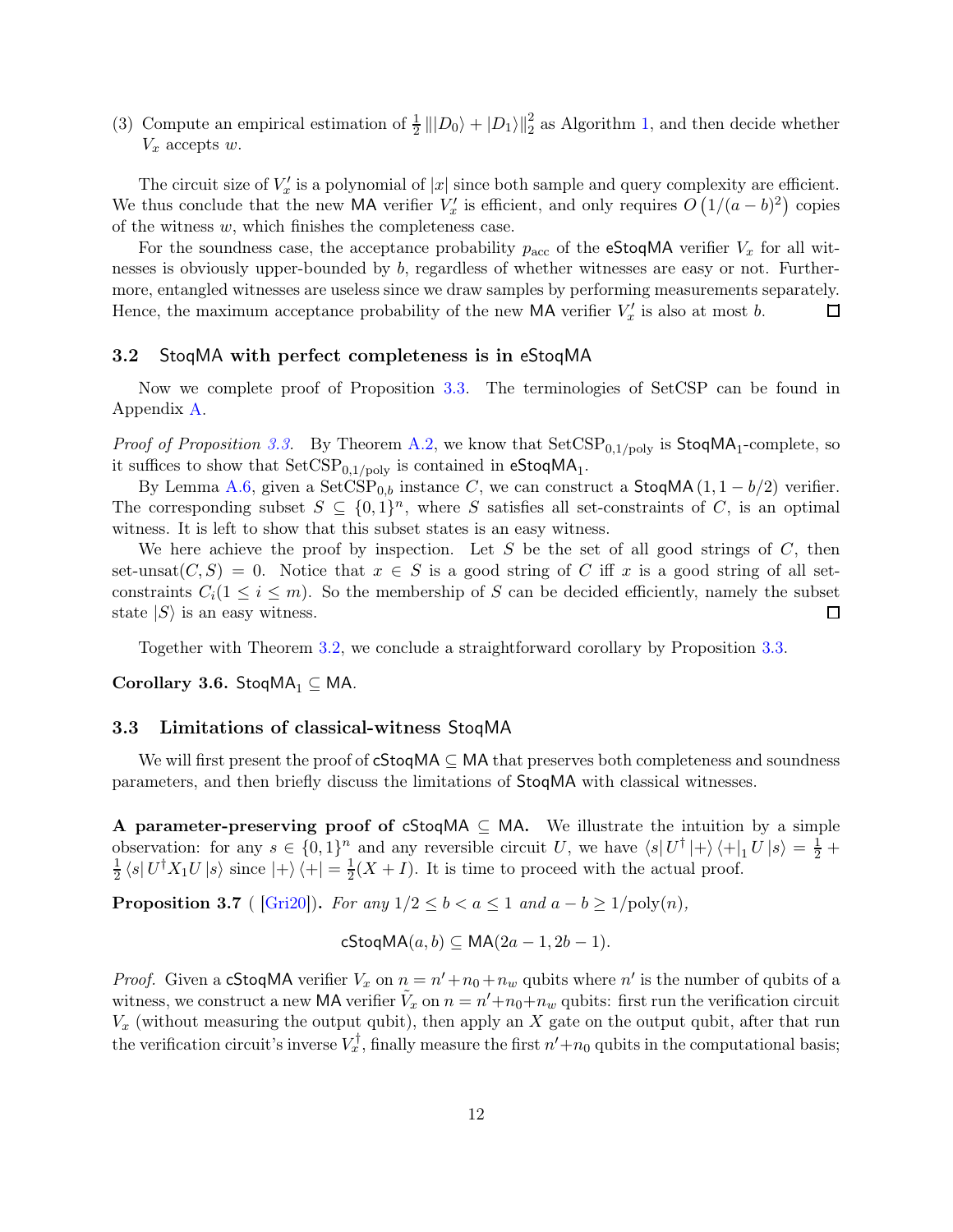(3) Compute an empirical estimation of $\frac{1}{2}\||D_0\rangle + |D_1\rangle\|_2^2$ as Algorithm 1, and then decide whether $V_x$ accepts $w$.

The circuit size of $V'_x$ is a polynomial of $|x|$ since both sample and query complexity are efficient. We thus conclude that the new MA verifier $V'_x$ is efficient, and only requires $O\left(1/(a-b)^2\right)$ copies of the witness $w$, which finishes the completeness case.

For the soundness case, the acceptance probability $p_{\text{acc}}$ of the eStoqMA verifier $V_x$ for all witnesses is obviously upper-bounded by $b$, regardless of whether witnesses are easy or not. Furthermore, entangled witnesses are useless since we draw samples by performing measurements separately. Hence, the maximum acceptance probability of the new MA verifier $V'_x$ is also at most $b$. □

## 3.2 StoqMA with perfect completeness is in eStoqMA

Now we complete proof of Proposition 3.3. The terminologies of SetCSP can be found in Appendix A.

*Proof of Proposition 3.3.* By Theorem A.2, we know that $\text{SetCSP}_{0,1/\text{poly}}$ is $\mathsf{StoqMA}_1$-complete, so it suffices to show that $\text{SetCSP}_{0,1/\text{poly}}$ is contained in $\mathsf{eStoqMA}_1$.

By Lemma A.6, given a $\text{SetCSP}_{0,b}$ instance $C$, we can construct a $\mathsf{StoqMA}\,(1, 1-b/2)$ verifier. The corresponding subset $S \subseteq \{0,1\}^n$, where $S$ satisfies all set-constraints of $C$, is an optimal witness. It is left to show that this subset states is an easy witness.

We here achieve the proof by inspection. Let $S$ be the set of all good strings of $C$, then $\text{set-unsat}(C, S) = 0$. Notice that $x \in S$ is a good string of $C$ iff $x$ is a good string of all set-constraints $C_i (1 \le i \le m)$. So the membership of $S$ can be decided efficiently, namely the subset state $|S\rangle$ is an easy witness. □

Together with Theorem 3.2, we conclude a straightforward corollary by Proposition 3.3.

**Corollary 3.6.** $\mathsf{StoqMA}_1 \subseteq \mathsf{MA}$.

## 3.3 Limitations of classical-witness StoqMA

We will first present the proof of $\mathsf{cStoqMA} \subseteq \mathsf{MA}$ that preserves both completeness and soundness parameters, and then briefly discuss the limitations of StoqMA with classical witnesses.

**A parameter-preserving proof of $\mathsf{cStoqMA} \subseteq \mathsf{MA}$.** We illustrate the intuition by a simple observation: for any $s \in \{0,1\}^n$ and any reversible circuit $U$, we have $\langle s| U^\dagger |+\rangle \langle +|_1 U |s\rangle = \frac{1}{2} + \frac{1}{2}\langle s| U^\dagger X_1 U |s\rangle$ since $|+\rangle\langle +| = \frac{1}{2}(X+I)$. It is time to proceed with the actual proof.

**Proposition 3.7** ( [Gri20]). *For any $1/2 \le b < a \le 1$ and $a - b \ge 1/\text{poly}(n)$,*

$$\mathsf{cStoqMA}(a, b) \subseteq \mathsf{MA}(2a-1, 2b-1).$$

*Proof.* Given a cStoqMA verifier $V_x$ on $n = n' + n_0 + n_w$ qubits where $n'$ is the number of qubits of a witness, we construct a new MA verifier $\tilde{V}_x$ on $n = n' + n_0 + n_w$ qubits: first run the verification circuit $V_x$ (without measuring the output qubit), then apply an $X$ gate on the output qubit, after that run the verification circuit's inverse $V_x^\dagger$, finally measure the first $n' + n_0$ qubits in the computational basis;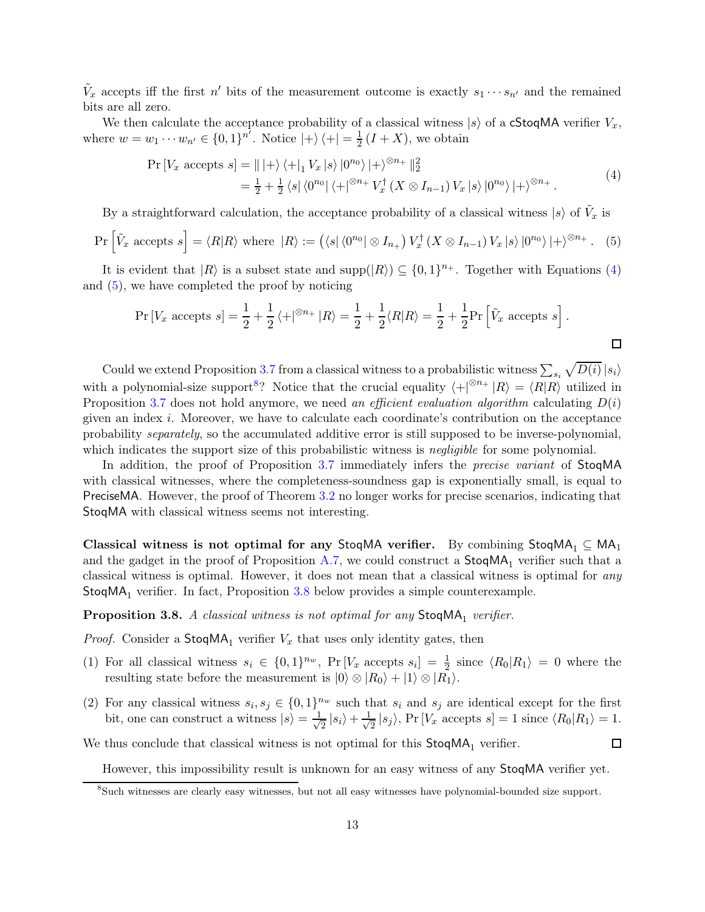$\tilde{V}_x$ accepts iff the first $n'$ bits of the measurement outcome is exactly $s_1 \cdots s_{n'}$ and the remained bits are all zero.

We then calculate the acceptance probability of a classical witness $|s\rangle$ of a cStoqMA verifier $V_x$, where $w = w_1 \cdots w_{n'} \in \{0,1\}^{n'}$. Notice $|+\rangle\langle+| = \frac{1}{2}(I + X)$, we obtain

$$
\begin{aligned}
\Pr[V_x \text{ accepts } s] &= \| \, |+\rangle\langle+|_1 V_x |s\rangle |0^{n_0}\rangle |+\rangle^{\otimes n_+} \|_2^2 \\
&= \tfrac{1}{2} + \tfrac{1}{2} \langle s| \langle 0^{n_0}| \langle +|^{\otimes n_+} V_x^\dagger (X \otimes I_{n-1}) V_x |s\rangle |0^{n_0}\rangle |+\rangle^{\otimes n_+}.
\end{aligned}
\tag{4}
$$

By a straightforward calculation, the acceptance probability of a classical witness $|s\rangle$ of $\tilde{V}_x$ is

$$
\Pr\left[\tilde{V}_x \text{ accepts } s\right] = \langle R|R\rangle \text{ where } |R\rangle := \left(\langle s| \langle 0^{n_0}| \otimes I_{n_+}\right) V_x^\dagger (X \otimes I_{n-1}) V_x |s\rangle |0^{n_0}\rangle |+\rangle^{\otimes n_+}. \tag{5}
$$

It is evident that $|R\rangle$ is a subset state and $\mathrm{supp}(|R\rangle) \subseteq \{0,1\}^{n_+}$. Together with Equations (4) and (5), we have completed the proof by noticing

$$
\Pr[V_x \text{ accepts } s] = \frac{1}{2} + \frac{1}{2} \langle +|^{\otimes n_+} |R\rangle = \frac{1}{2} + \frac{1}{2}\langle R|R\rangle = \frac{1}{2} + \frac{1}{2}\Pr\left[\tilde{V}_x \text{ accepts } s\right].
$$

□

Could we extend Proposition 3.7 from a classical witness to a probabilistic witness $\sum_{s_i} \sqrt{D(i)} |s_i\rangle$ with a polynomial-size support[8]? Notice that the crucial equality $\langle +|^{\otimes n_+} |R\rangle = \langle R|R\rangle$ utilized in Proposition 3.7 does not hold anymore, we need *an efficient evaluation algorithm* calculating $D(i)$ given an index $i$. Moreover, we have to calculate each coordinate's contribution on the acceptance probability *separately*, so the accumulated additive error is still supposed to be inverse-polynomial, which indicates the support size of this probabilistic witness is *negligible* for some polynomial.

In addition, the proof of Proposition 3.7 immediately infers the *precise variant* of StoqMA with classical witnesses, where the completeness-soundness gap is exponentially small, is equal to PreciseMA. However, the proof of Theorem 3.2 no longer works for precise scenarios, indicating that StoqMA with classical witness seems not interesting.

**Classical witness is not optimal for any StoqMA verifier.** By combining $\mathsf{StoqMA}_1 \subseteq \mathsf{MA}_1$ and the gadget in the proof of Proposition A.7, we could construct a $\mathsf{StoqMA}_1$ verifier such that a classical witness is optimal. However, it does not mean that a classical witness is optimal for *any* $\mathsf{StoqMA}_1$ verifier. In fact, Proposition 3.8 below provides a simple counterexample.

**Proposition 3.8.** *A classical witness is not optimal for any* $\mathsf{StoqMA}_1$ *verifier.*

*Proof.* Consider a $\mathsf{StoqMA}_1$ verifier $V_x$ that uses only identity gates, then

(1) For all classical witness $s_i \in \{0,1\}^{n_w}$, $\Pr[V_x \text{ accepts } s_i] = \frac{1}{2}$ since $\langle R_0|R_1\rangle = 0$ where the resulting state before the measurement is $|0\rangle \otimes |R_0\rangle + |1\rangle \otimes |R_1\rangle$.

(2) For any classical witness $s_i, s_j \in \{0,1\}^{n_w}$ such that $s_i$ and $s_j$ are identical except for the first bit, one can construct a witness $|s\rangle = \frac{1}{\sqrt{2}} |s_i\rangle + \frac{1}{\sqrt{2}} |s_j\rangle$, $\Pr[V_x \text{ accepts } s] = 1$ since $\langle R_0|R_1\rangle = 1$.

We thus conclude that classical witness is not optimal for this $\mathsf{StoqMA}_1$ verifier. □

However, this impossibility result is unknown for an easy witness of any StoqMA verifier yet.

[8] Such witnesses are clearly easy witnesses, but not all easy witnesses have polynomial-bounded size support.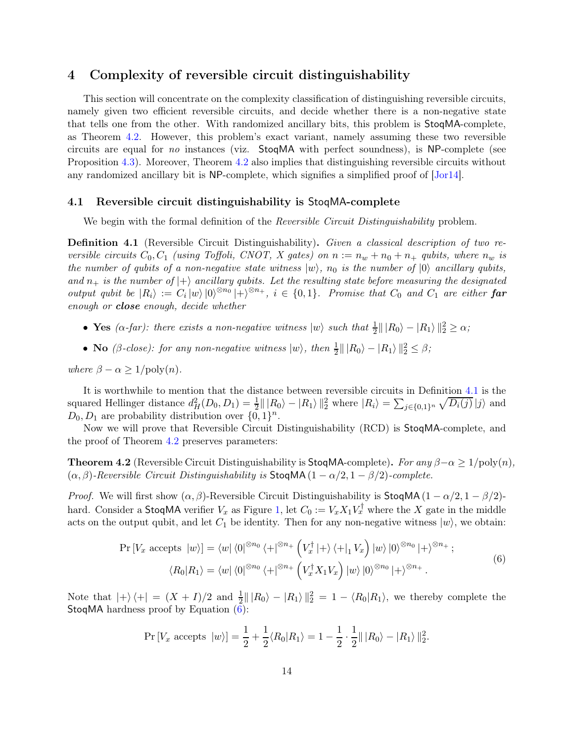# 4 Complexity of reversible circuit distinguishability

This section will concentrate on the complexity classification of distinguishing reversible circuits, namely given two efficient reversible circuits, and decide whether there is a non-negative state that tells one from the other. With randomized ancillary bits, this problem is $\mathsf{StoqMA}$-complete, as Theorem 4.2. However, this problem's exact variant, namely assuming these two reversible circuits are equal for *no* instances (viz. $\mathsf{StoqMA}$ with perfect soundness), is $\mathsf{NP}$-complete (see Proposition 4.3). Moreover, Theorem 4.2 also implies that distinguishing reversible circuits without any randomized ancillary bit is $\mathsf{NP}$-complete, which signifies a simplified proof of [Jor14].

## 4.1 Reversible circuit distinguishability is StoqMA-complete

We begin with the formal definition of the *Reversible Circuit Distinguishability* problem.

**Definition 4.1** (Reversible Circuit Distinguishability). *Given a classical description of two reversible circuits $C_0, C_1$ (using Toffoli, CNOT, X gates) on $n := n_w + n_0 + n_+$ qubits, where $n_w$ is the number of qubits of a non-negative state witness $|w\rangle$, $n_0$ is the number of $|0\rangle$ ancillary qubits, and $n_+$ is the number of $|+\rangle$ ancillary qubits. Let the resulting state before measuring the designated output qubit be $|R_i\rangle := C_i |w\rangle |0\rangle^{\otimes n_0} |+\rangle^{\otimes n_+}$, $i \in \{0,1\}$. Promise that $C_0$ and $C_1$ are either **far** enough or **close** enough, decide whether*

- **Yes** *($\alpha$-far): there exists a non-negative witness $|w\rangle$ such that $\frac{1}{2}\| |R_0\rangle - |R_1\rangle \|_2^2 \geq \alpha$;*
- **No** *($\beta$-close): for any non-negative witness $|w\rangle$, then $\frac{1}{2}\| |R_0\rangle - |R_1\rangle \|_2^2 \leq \beta$;*

*where $\beta - \alpha \geq 1/\mathrm{poly}(n)$.*

It is worthwhile to mention that the distance between reversible circuits in Definition 4.1 is the squared Hellinger distance $d_H^2(D_0, D_1) = \frac{1}{2}\| |R_0\rangle - |R_1\rangle \|_2^2$ where $|R_i\rangle = \sum_{j \in \{0,1\}^n} \sqrt{D_i(j)}\, |j\rangle$ and $D_0, D_1$ are probability distribution over $\{0,1\}^n$.

Now we will prove that Reversible Circuit Distinguishability (RCD) is $\mathsf{StoqMA}$-complete, and the proof of Theorem 4.2 preserves parameters:

**Theorem 4.2** (Reversible Circuit Distinguishability is $\mathsf{StoqMA}$-complete). *For any $\beta - \alpha \geq 1/\mathrm{poly}(n)$, $(\alpha, \beta)$-Reversible Circuit Distinguishability is $\mathsf{StoqMA}(1 - \alpha/2, 1 - \beta/2)$-complete.*

*Proof.* We will first show $(\alpha, \beta)$-Reversible Circuit Distinguishability is $\mathsf{StoqMA}(1 - \alpha/2, 1 - \beta/2)$-hard. Consider a $\mathsf{StoqMA}$ verifier $V_x$ as Figure 1, let $C_0 := V_x X_1 V_x^\dagger$ where the $X$ gate in the middle acts on the output qubit, and let $C_1$ be identity. Then for any non-negative witness $|w\rangle$, we obtain:

$$
\begin{aligned}
\Pr[V_x \text{ accepts } |w\rangle] &= \langle w| \langle 0|^{\otimes n_0} \langle +|^{\otimes n_+} \left( V_x^\dagger |+\rangle\langle +|_1 V_x \right) |w\rangle |0\rangle^{\otimes n_0} |+\rangle^{\otimes n_+};\\
\langle R_0 | R_1 \rangle &= \langle w| \langle 0|^{\otimes n_0} \langle +|^{\otimes n_+} \left( V_x^\dagger X_1 V_x \right) |w\rangle |0\rangle^{\otimes n_0} |+\rangle^{\otimes n_+}.
\end{aligned}
\tag{6}
$$

Note that $|+\rangle\langle +| = (X + I)/2$ and $\frac{1}{2}\| |R_0\rangle - |R_1\rangle \|_2^2 = 1 - \langle R_0 | R_1 \rangle$, we thereby complete the $\mathsf{StoqMA}$ hardness proof by Equation (6):

$$
\Pr[V_x \text{ accepts } |w\rangle] = \frac{1}{2} + \frac{1}{2}\langle R_0 | R_1 \rangle = 1 - \frac{1}{2} \cdot \frac{1}{2}\| |R_0\rangle - |R_1\rangle \|_2^2.
$$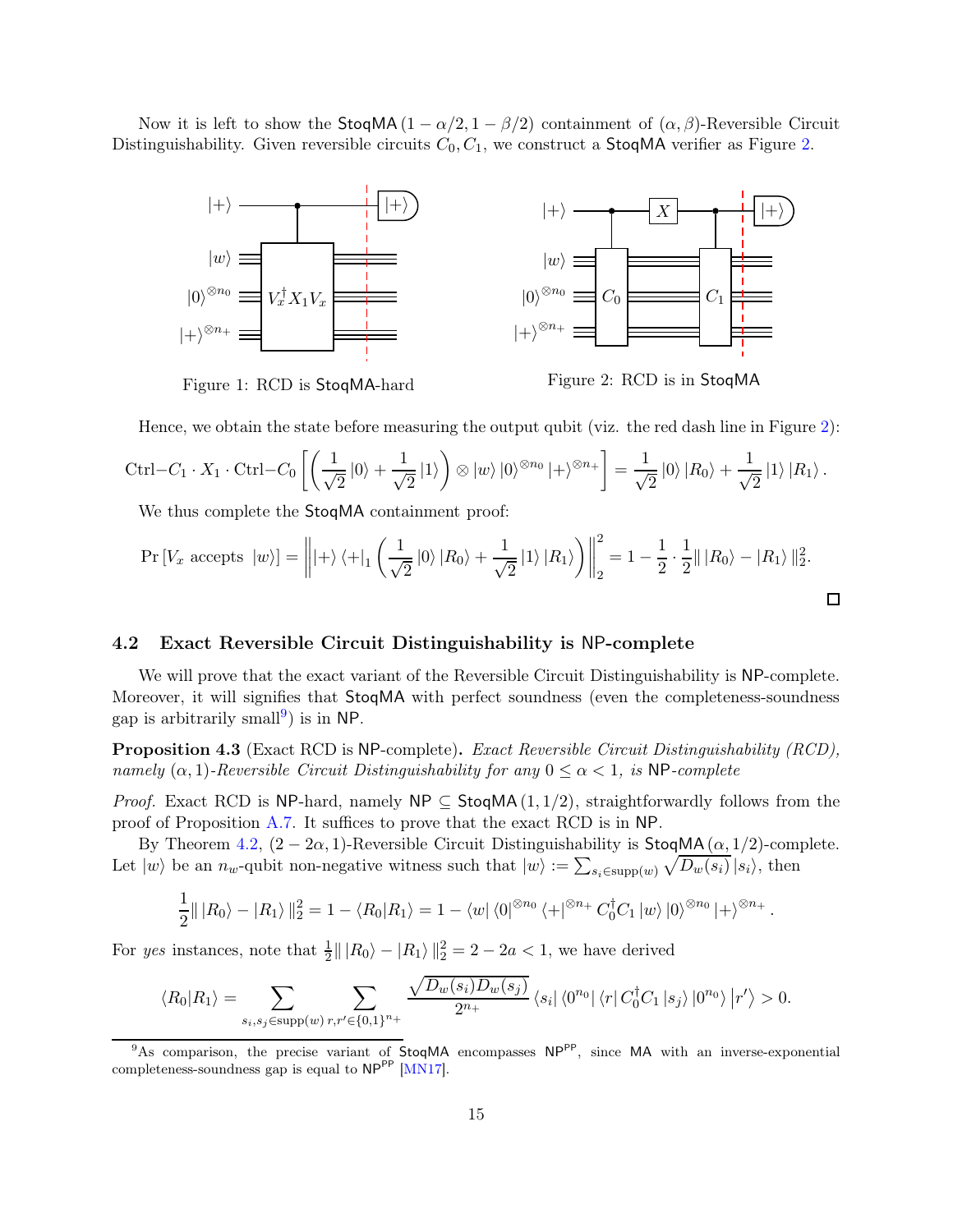Now it is left to show the $\mathsf{StoqMA}(1-\alpha/2, 1-\beta/2)$ containment of $(\alpha,\beta)$-Reversible Circuit Distinguishability. Given reversible circuits $C_0, C_1$, we construct a $\mathsf{StoqMA}$ verifier as Figure 2.

Figure 1: RCD is $\mathsf{StoqMA}$-hard

Figure 2: RCD is in $\mathsf{StoqMA}$

Hence, we obtain the state before measuring the output qubit (viz. the red dash line in Figure 2):

$$\text{Ctrl}{-}C_1 \cdot X_1 \cdot \text{Ctrl}{-}C_0 \left[ \left( \frac{1}{\sqrt{2}} |0\rangle + \frac{1}{\sqrt{2}} |1\rangle \right) \otimes |w\rangle |0\rangle^{\otimes n_0} |+\rangle^{\otimes n_+} \right] = \frac{1}{\sqrt{2}} |0\rangle |R_0\rangle + \frac{1}{\sqrt{2}} |1\rangle |R_1\rangle .$$

We thus complete the $\mathsf{StoqMA}$ containment proof:

$$\Pr[V_x \text{ accepts } |w\rangle] = \left\| |+\rangle\langle+|_1 \left( \frac{1}{\sqrt{2}} |0\rangle |R_0\rangle + \frac{1}{\sqrt{2}} |1\rangle |R_1\rangle \right) \right\|_2^2 = 1 - \frac{1}{2} \cdot \frac{1}{2} \| |R_0\rangle - |R_1\rangle \|_2^2 .$$

□

## 4.2 Exact Reversible Circuit Distinguishability is NP-complete

We will prove that the exact variant of the Reversible Circuit Distinguishability is $\mathsf{NP}$-complete. Moreover, it will signifies that $\mathsf{StoqMA}$ with perfect soundness (even the completeness-soundness gap is arbitrarily small[9]) is in $\mathsf{NP}$.

**Proposition 4.3** (Exact RCD is $\mathsf{NP}$-complete)**.** *Exact Reversible Circuit Distinguishability (RCD), namely $(\alpha, 1)$-Reversible Circuit Distinguishability for any $0 \le \alpha < 1$, is $\mathsf{NP}$-complete*

*Proof.* Exact RCD is $\mathsf{NP}$-hard, namely $\mathsf{NP} \subseteq \mathsf{StoqMA}(1, 1/2)$, straightforwardly follows from the proof of Proposition A.7. It suffices to prove that the exact RCD is in $\mathsf{NP}$.

By Theorem 4.2, $(2-2\alpha, 1)$-Reversible Circuit Distinguishability is $\mathsf{StoqMA}(\alpha, 1/2)$-complete. Let $|w\rangle$ be an $n_w$-qubit non-negative witness such that $|w\rangle := \sum_{s_i \in \text{supp}(w)} \sqrt{D_w(s_i)} |s_i\rangle$, then

$$\frac{1}{2} \| |R_0\rangle - |R_1\rangle \|_2^2 = 1 - \langle R_0 | R_1 \rangle = 1 - \langle w| \langle 0|^{\otimes n_0} \langle +|^{\otimes n_+} C_0^\dagger C_1 |w\rangle |0\rangle^{\otimes n_0} |+\rangle^{\otimes n_+} .$$

For *yes* instances, note that $\frac{1}{2} \| |R_0\rangle - |R_1\rangle \|_2^2 = 2 - 2a < 1$, we have derived

$$\langle R_0 | R_1 \rangle = \sum_{s_i, s_j \in \text{supp}(w)} \sum_{r, r' \in \{0,1\}^{n_+}} \frac{\sqrt{D_w(s_i) D_w(s_j)}}{2^{n_+}} \langle s_i | \langle 0^{n_0} | \langle r | C_0^\dagger C_1 |s_j\rangle |0^{n_0}\rangle |r'\rangle > 0.$$

[9] As comparison, the precise variant of $\mathsf{StoqMA}$ encompasses $\mathsf{NP}^{\mathsf{PP}}$, since $\mathsf{MA}$ with an inverse-exponential completeness-soundness gap is equal to $\mathsf{NP}^{\mathsf{PP}}$ [MN17].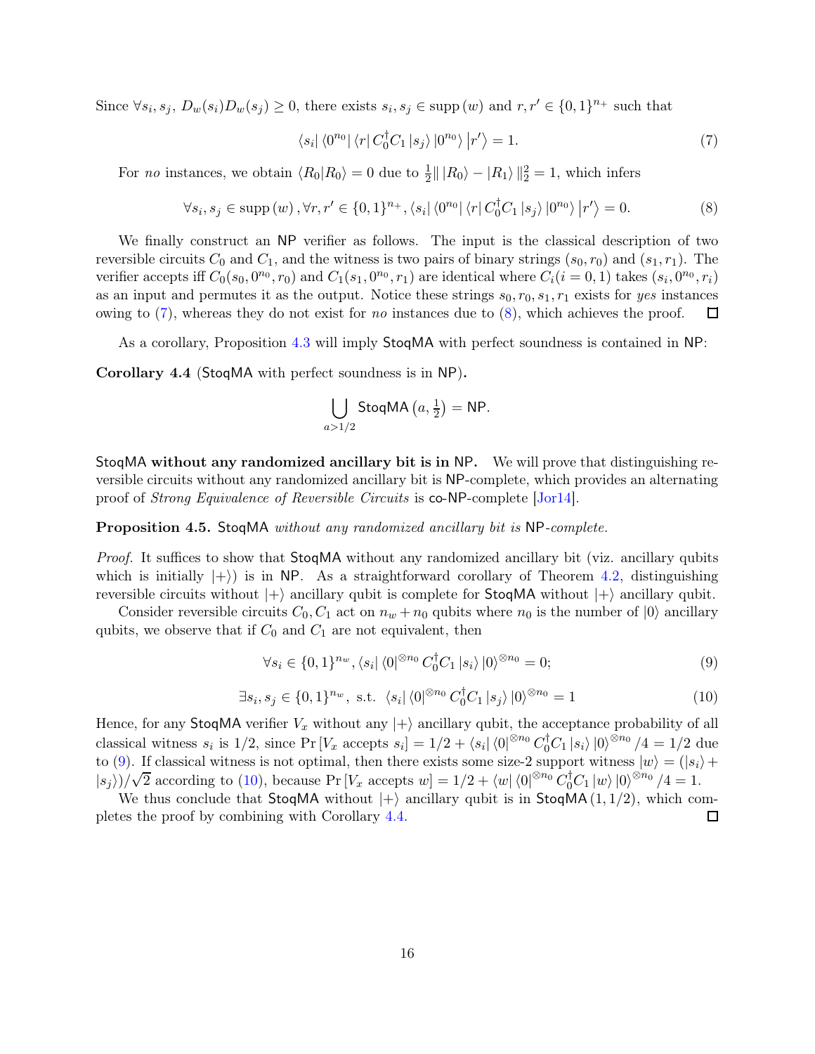Since $\forall s_i, s_j$, $D_w(s_i) D_w(s_j) \geq 0$, there exists $s_i, s_j \in \text{supp}(w)$ and $r, r' \in \{0,1\}^{n_+}$ such that

$$\langle s_i | \langle 0^{n_0} | \langle r | C_0^\dagger C_1 | s_j \rangle | 0^{n_0} \rangle | r' \rangle = 1. \tag{7}$$

For *no* instances, we obtain $\langle R_0 | R_0 \rangle = 0$ due to $\frac{1}{2} \| |R_0\rangle - |R_1\rangle \|_2^2 = 1$, which infers

$$\forall s_i, s_j \in \text{supp}(w), \forall r, r' \in \{0,1\}^{n_+}, \langle s_i | \langle 0^{n_0} | \langle r | C_0^\dagger C_1 | s_j \rangle | 0^{n_0} \rangle | r' \rangle = 0. \tag{8}$$

We finally construct an NP verifier as follows. The input is the classical description of two reversible circuits $C_0$ and $C_1$, and the witness is two pairs of binary strings $(s_0, r_0)$ and $(s_1, r_1)$. The verifier accepts iff $C_0(s_0, 0^{n_0}, r_0)$ and $C_1(s_1, 0^{n_0}, r_1)$ are identical where $C_i (i = 0, 1)$ takes $(s_i, 0^{n_0}, r_i)$ as an input and permutes it as the output. Notice these strings $s_0, r_0, s_1, r_1$ exists for *yes* instances owing to (7), whereas they do not exist for *no* instances due to (8), which achieves the proof. $\square$

As a corollary, Proposition 4.3 will imply StoqMA with perfect soundness is contained in NP:

**Corollary 4.4** (StoqMA with perfect soundness is in NP)**.**

$$\bigcup_{a > 1/2} \mathsf{StoqMA}\left(a, \tfrac{1}{2}\right) = \mathsf{NP}.$$

**StoqMA without any randomized ancillary bit is in NP.** We will prove that distinguishing reversible circuits without any randomized ancillary bit is NP-complete, which provides an alternating proof of *Strong Equivalence of Reversible Circuits* is co-NP-complete [Jor14].

**Proposition 4.5.** *StoqMA without any randomized ancillary bit is NP-complete.*

*Proof.* It suffices to show that StoqMA without any randomized ancillary bit (viz. ancillary qubits which is initially $|+\rangle$) is in NP. As a straightforward corollary of Theorem 4.2, distinguishing reversible circuits without $|+\rangle$ ancillary qubit is complete for StoqMA without $|+\rangle$ ancillary qubit.

Consider reversible circuits $C_0, C_1$ act on $n_w + n_0$ qubits where $n_0$ is the number of $|0\rangle$ ancillary qubits, we observe that if $C_0$ and $C_1$ are not equivalent, then

$$\forall s_i \in \{0,1\}^{n_w}, \langle s_i | \langle 0 |^{\otimes n_0} C_0^\dagger C_1 | s_i \rangle | 0 \rangle^{\otimes n_0} = 0; \tag{9}$$

$$\exists s_i, s_j \in \{0,1\}^{n_w}, \text{ s.t. } \langle s_i | \langle 0 |^{\otimes n_0} C_0^\dagger C_1 | s_j \rangle | 0 \rangle^{\otimes n_0} = 1 \tag{10}$$

Hence, for any StoqMA verifier $V_x$ without any $|+\rangle$ ancillary qubit, the acceptance probability of all classical witness $s_i$ is $1/2$, since $\Pr[V_x \text{ accepts } s_i] = 1/2 + \langle s_i | \langle 0 |^{\otimes n_0} C_0^\dagger C_1 | s_i \rangle | 0 \rangle^{\otimes n_0} / 4 = 1/2$ due to (9). If classical witness is not optimal, then there exists some size-2 support witness $|w\rangle = (|s_i\rangle + |s_j\rangle)/\sqrt{2}$ according to (10), because $\Pr[V_x \text{ accepts } w] = 1/2 + \langle w | \langle 0 |^{\otimes n_0} C_0^\dagger C_1 | w \rangle | 0 \rangle^{\otimes n_0} / 4 = 1$.

We thus conclude that StoqMA without $|+\rangle$ ancillary qubit is in $\mathsf{StoqMA}(1, 1/2)$, which completes the proof by combining with Corollary 4.4. $\square$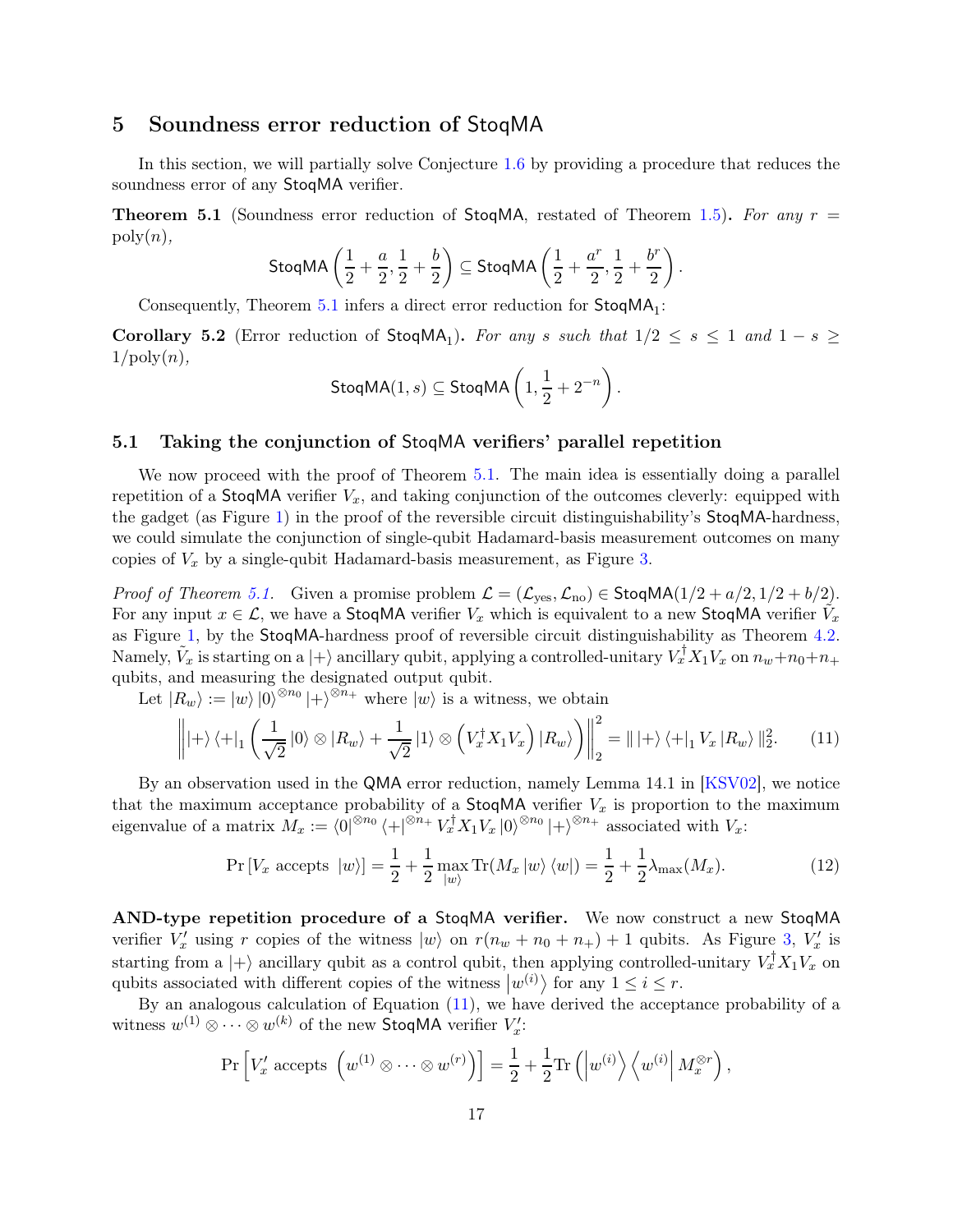## 5 Soundness error reduction of StoqMA

In this section, we will partially solve Conjecture 1.6 by providing a procedure that reduces the soundness error of any StoqMA verifier.

**Theorem 5.1** (Soundness error reduction of StoqMA, restated of Theorem 1.5)**.** *For any $r = \mathrm{poly}(n)$,*

$$\mathsf{StoqMA}\left(\frac{1}{2}+\frac{a}{2},\frac{1}{2}+\frac{b}{2}\right) \subseteq \mathsf{StoqMA}\left(\frac{1}{2}+\frac{a^r}{2},\frac{1}{2}+\frac{b^r}{2}\right).$$

Consequently, Theorem 5.1 infers a direct error reduction for $\mathsf{StoqMA}_1$:

**Corollary 5.2** (Error reduction of $\mathsf{StoqMA}_1$)**.** *For any $s$ such that $1/2 \leq s \leq 1$ and $1-s \geq 1/\mathrm{poly}(n)$,*

$$\mathsf{StoqMA}(1,s) \subseteq \mathsf{StoqMA}\left(1,\frac{1}{2}+2^{-n}\right).$$

### 5.1 Taking the conjunction of StoqMA verifiers' parallel repetition

We now proceed with the proof of Theorem 5.1. The main idea is essentially doing a parallel repetition of a StoqMA verifier $V_x$, and taking conjunction of the outcomes cleverly: equipped with the gadget (as Figure 1) in the proof of the reversible circuit distinguishability's StoqMA-hardness, we could simulate the conjunction of single-qubit Hadamard-basis measurement outcomes on many copies of $V_x$ by a single-qubit Hadamard-basis measurement, as Figure 3.

*Proof of Theorem 5.1.* Given a promise problem $\mathcal{L} = (\mathcal{L}_{\mathrm{yes}}, \mathcal{L}_{\mathrm{no}}) \in \mathsf{StoqMA}(1/2+a/2, 1/2+b/2)$. For any input $x \in \mathcal{L}$, we have a StoqMA verifier $V_x$ which is equivalent to a new StoqMA verifier $\tilde{V}_x$ as Figure 1, by the StoqMA-hardness proof of reversible circuit distinguishability as Theorem 4.2. Namely, $\tilde{V}_x$ is starting on a $|+\rangle$ ancillary qubit, applying a controlled-unitary $V_x^\dagger X_1 V_x$ on $n_w+n_0+n_+$ qubits, and measuring the designated output qubit.

Let $|R_w\rangle := |w\rangle |0\rangle^{\otimes n_0} |+\rangle^{\otimes n_+}$ where $|w\rangle$ is a witness, we obtain

$$\left\| |+\rangle\langle+|_1 \left(\frac{1}{\sqrt{2}}|0\rangle \otimes |R_w\rangle + \frac{1}{\sqrt{2}}|1\rangle \otimes \left(V_x^\dagger X_1 V_x\right)|R_w\rangle\right)\right\|_2^2 = \| |+\rangle\langle+|_1 V_x |R_w\rangle \|_2^2. \tag{11}$$

By an observation used in the QMA error reduction, namely Lemma 14.1 in [KSV02], we notice that the maximum acceptance probability of a StoqMA verifier $V_x$ is proportion to the maximum eigenvalue of a matrix $M_x := \langle 0|^{\otimes n_0} \langle +|^{\otimes n_+} V_x^\dagger X_1 V_x |0\rangle^{\otimes n_0} |+\rangle^{\otimes n_+}$ associated with $V_x$:

$$\Pr\left[V_x \text{ accepts } |w\rangle\right] = \frac{1}{2} + \frac{1}{2}\max_{|w\rangle} \mathrm{Tr}(M_x |w\rangle\langle w|) = \frac{1}{2}+\frac{1}{2}\lambda_{\max}(M_x). \tag{12}$$

**AND-type repetition procedure of a StoqMA verifier.** We now construct a new StoqMA verifier $V'_x$ using $r$ copies of the witness $|w\rangle$ on $r(n_w+n_0+n_+)+1$ qubits. As Figure 3, $V'_x$ is starting from a $|+\rangle$ ancillary qubit as a control qubit, then applying controlled-unitary $V_x^\dagger X_1 V_x$ on qubits associated with different copies of the witness $|w^{(i)}\rangle$ for any $1 \leq i \leq r$.

By an analogous calculation of Equation (11), we have derived the acceptance probability of a witness $w^{(1)} \otimes \cdots \otimes w^{(k)}$ of the new StoqMA verifier $V'_x$:

$$\Pr\left[V'_x \text{ accepts } \left(w^{(1)} \otimes \cdots \otimes w^{(r)}\right)\right] = \frac{1}{2} + \frac{1}{2}\mathrm{Tr}\left(\left|w^{(i)}\right\rangle\left\langle w^{(i)}\right| M_x^{\otimes r}\right),$$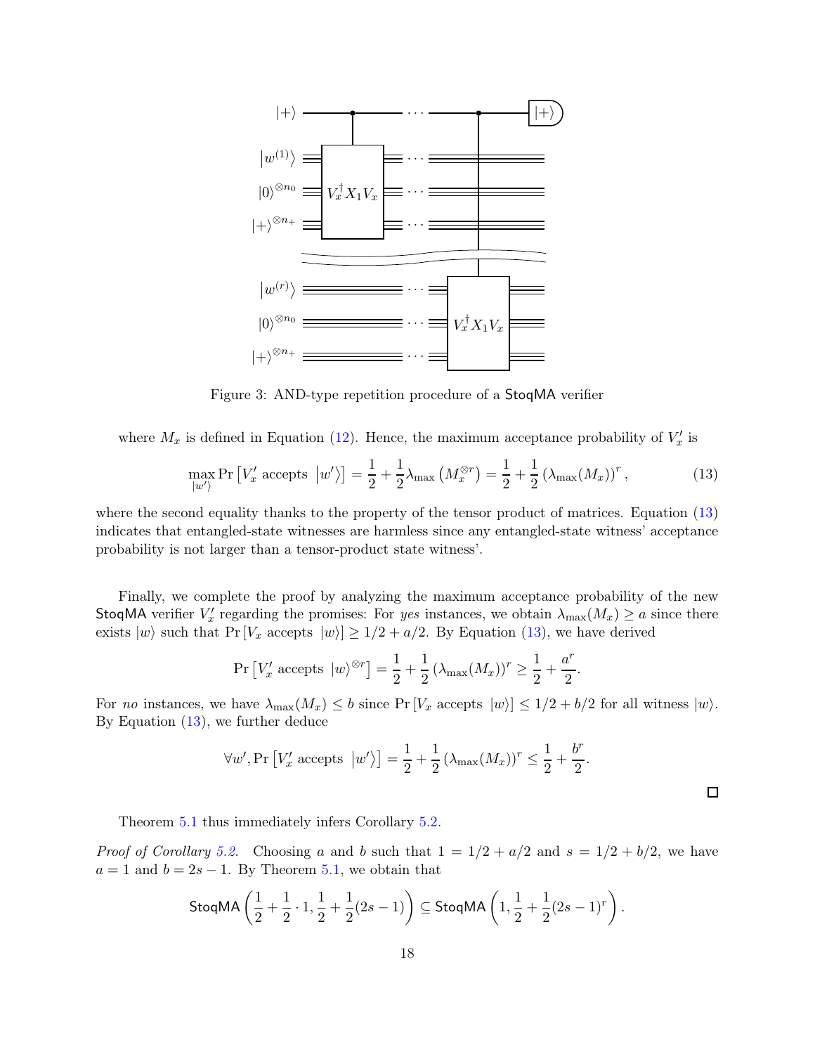Figure 3: AND-type repetition procedure of a StoqMA verifier

where $M_x$ is defined in Equation (12). Hence, the maximum acceptance probability of $V'_x$ is

$$\max_{|w'\rangle} \Pr\left[V'_x \text{ accepts } |w'\rangle\right] = \frac{1}{2} + \frac{1}{2}\lambda_{\max}\left(M_x^{\otimes r}\right) = \frac{1}{2} + \frac{1}{2}\left(\lambda_{\max}(M_x)\right)^r, \tag{13}$$

where the second equality thanks to the property of the tensor product of matrices. Equation (13) indicates that entangled-state witnesses are harmless since any entangled-state witness' acceptance probability is not larger than a tensor-product state witness'.

Finally, we complete the proof by analyzing the maximum acceptance probability of the new StoqMA verifier $V'_x$ regarding the promises: For *yes* instances, we obtain $\lambda_{\max}(M_x) \geq a$ since there exists $|w\rangle$ such that $\Pr[V_x \text{ accepts } |w\rangle] \geq 1/2 + a/2$. By Equation (13), we have derived

$$\Pr\left[V'_x \text{ accepts } |w\rangle^{\otimes r}\right] = \frac{1}{2} + \frac{1}{2}\left(\lambda_{\max}(M_x)\right)^r \geq \frac{1}{2} + \frac{a^r}{2}.$$

For *no* instances, we have $\lambda_{\max}(M_x) \leq b$ since $\Pr[V_x \text{ accepts } |w\rangle] \leq 1/2 + b/2$ for all witness $|w\rangle$. By Equation (13), we further deduce

$$\forall w', \Pr\left[V'_x \text{ accepts } |w'\rangle\right] = \frac{1}{2} + \frac{1}{2}\left(\lambda_{\max}(M_x)\right)^r \leq \frac{1}{2} + \frac{b^r}{2}.$$

□

Theorem 5.1 thus immediately infers Corollary 5.2.

*Proof of Corollary 5.2.* Choosing $a$ and $b$ such that $1 = 1/2 + a/2$ and $s = 1/2 + b/2$, we have $a = 1$ and $b = 2s - 1$. By Theorem 5.1, we obtain that

$$\mathsf{StoqMA}\left(\frac{1}{2} + \frac{1}{2}\cdot 1, \frac{1}{2} + \frac{1}{2}(2s-1)\right) \subseteq \mathsf{StoqMA}\left(1, \frac{1}{2} + \frac{1}{2}(2s-1)^r\right).$$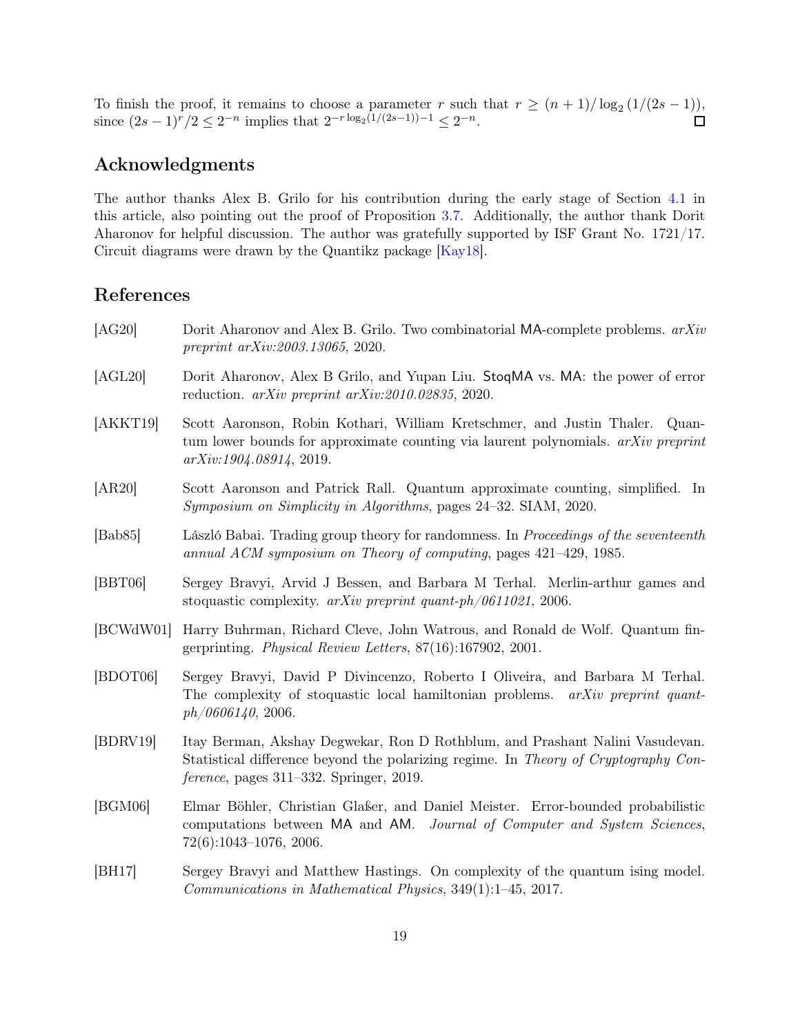To finish the proof, it remains to choose a parameter $r$ such that $r \geq (n+1)/\log_2(1/(2s-1))$, since $(2s-1)^r/2 \leq 2^{-n}$ implies that $2^{-r\log_2(1/(2s-1))-1} \leq 2^{-n}$. □

## Acknowledgments

The author thanks Alex B. Grilo for his contribution during the early stage of Section 4.1 in this article, also pointing out the proof of Proposition 3.7. Additionally, the author thank Dorit Aharonov for helpful discussion. The author was gratefully supported by ISF Grant No. 1721/17. Circuit diagrams were drawn by the Quantikz package [Kay18].

## References

[AG20] Dorit Aharonov and Alex B. Grilo. Two combinatorial MA-complete problems. *arXiv preprint arXiv:2003.13065*, 2020.

[AGL20] Dorit Aharonov, Alex B Grilo, and Yupan Liu. StoqMA vs. MA: the power of error reduction. *arXiv preprint arXiv:2010.02835*, 2020.

[AKKT19] Scott Aaronson, Robin Kothari, William Kretschmer, and Justin Thaler. Quantum lower bounds for approximate counting via laurent polynomials. *arXiv preprint arXiv:1904.08914*, 2019.

[AR20] Scott Aaronson and Patrick Rall. Quantum approximate counting, simplified. In *Symposium on Simplicity in Algorithms*, pages 24–32. SIAM, 2020.

[Bab85] László Babai. Trading group theory for randomness. In *Proceedings of the seventeenth annual ACM symposium on Theory of computing*, pages 421–429, 1985.

[BBT06] Sergey Bravyi, Arvid J Bessen, and Barbara M Terhal. Merlin-arthur games and stoquastic complexity. *arXiv preprint quant-ph/0611021*, 2006.

[BCWdW01] Harry Buhrman, Richard Cleve, John Watrous, and Ronald de Wolf. Quantum fingerprinting. *Physical Review Letters*, 87(16):167902, 2001.

[BDOT06] Sergey Bravyi, David P Divincenzo, Roberto I Oliveira, and Barbara M Terhal. The complexity of stoquastic local hamiltonian problems. *arXiv preprint quant-ph/0606140*, 2006.

[BDRV19] Itay Berman, Akshay Degwekar, Ron D Rothblum, and Prashant Nalini Vasudevan. Statistical difference beyond the polarizing regime. In *Theory of Cryptography Conference*, pages 311–332. Springer, 2019.

[BGM06] Elmar Böhler, Christian Glaßer, and Daniel Meister. Error-bounded probabilistic computations between MA and AM. *Journal of Computer and System Sciences*, 72(6):1043–1076, 2006.

[BH17] Sergey Bravyi and Matthew Hastings. On complexity of the quantum ising model. *Communications in Mathematical Physics*, 349(1):1–45, 2017.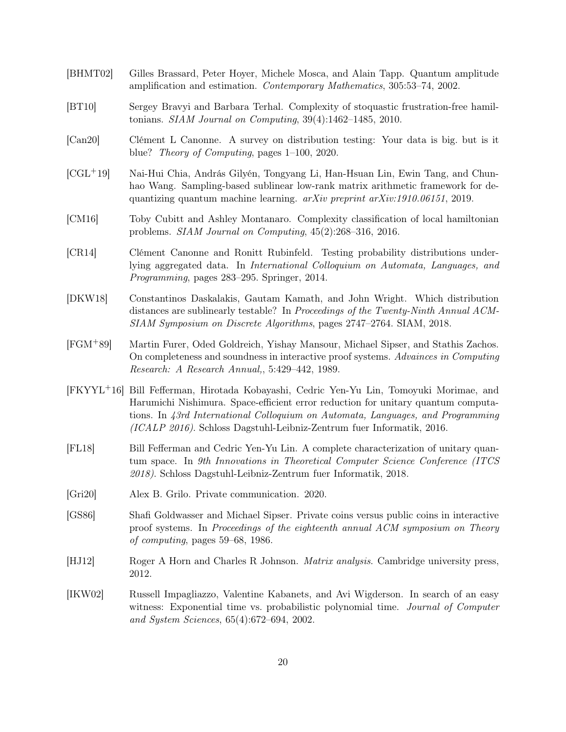[BHMT02] Gilles Brassard, Peter Hoyer, Michele Mosca, and Alain Tapp. Quantum amplitude amplification and estimation. *Contemporary Mathematics*, 305:53–74, 2002.

[BT10] Sergey Bravyi and Barbara Terhal. Complexity of stoquastic frustration-free hamiltonians. *SIAM Journal on Computing*, 39(4):1462–1485, 2010.

[Can20] Clément L Canonne. A survey on distribution testing: Your data is big. but is it blue? *Theory of Computing*, pages 1–100, 2020.

[CGL+19] Nai-Hui Chia, András Gilyén, Tongyang Li, Han-Hsuan Lin, Ewin Tang, and Chunhao Wang. Sampling-based sublinear low-rank matrix arithmetic framework for dequantizing quantum machine learning. *arXiv preprint arXiv:1910.06151*, 2019.

[CM16] Toby Cubitt and Ashley Montanaro. Complexity classification of local hamiltonian problems. *SIAM Journal on Computing*, 45(2):268–316, 2016.

[CR14] Clément Canonne and Ronitt Rubinfeld. Testing probability distributions underlying aggregated data. In *International Colloquium on Automata, Languages, and Programming*, pages 283–295. Springer, 2014.

[DKW18] Constantinos Daskalakis, Gautam Kamath, and John Wright. Which distribution distances are sublinearly testable? In *Proceedings of the Twenty-Ninth Annual ACM-SIAM Symposium on Discrete Algorithms*, pages 2747–2764. SIAM, 2018.

[FGM+89] Martin Furer, Oded Goldreich, Yishay Mansour, Michael Sipser, and Stathis Zachos. On completeness and soundness in interactive proof systems. *Advainces in Computing Research: A Research Annual,*, 5:429–442, 1989.

[FKYYL+16] Bill Fefferman, Hirotada Kobayashi, Cedric Yen-Yu Lin, Tomoyuki Morimae, and Harumichi Nishimura. Space-efficient error reduction for unitary quantum computations. In *43rd International Colloquium on Automata, Languages, and Programming (ICALP 2016)*. Schloss Dagstuhl-Leibniz-Zentrum fuer Informatik, 2016.

[FL18] Bill Fefferman and Cedric Yen-Yu Lin. A complete characterization of unitary quantum space. In *9th Innovations in Theoretical Computer Science Conference (ITCS 2018)*. Schloss Dagstuhl-Leibniz-Zentrum fuer Informatik, 2018.

[Gri20] Alex B. Grilo. Private communication. 2020.

[GS86] Shafi Goldwasser and Michael Sipser. Private coins versus public coins in interactive proof systems. In *Proceedings of the eighteenth annual ACM symposium on Theory of computing*, pages 59–68, 1986.

[HJ12] Roger A Horn and Charles R Johnson. *Matrix analysis*. Cambridge university press, 2012.

[IKW02] Russell Impagliazzo, Valentine Kabanets, and Avi Wigderson. In search of an easy witness: Exponential time vs. probabilistic polynomial time. *Journal of Computer and System Sciences*, 65(4):672–694, 2002.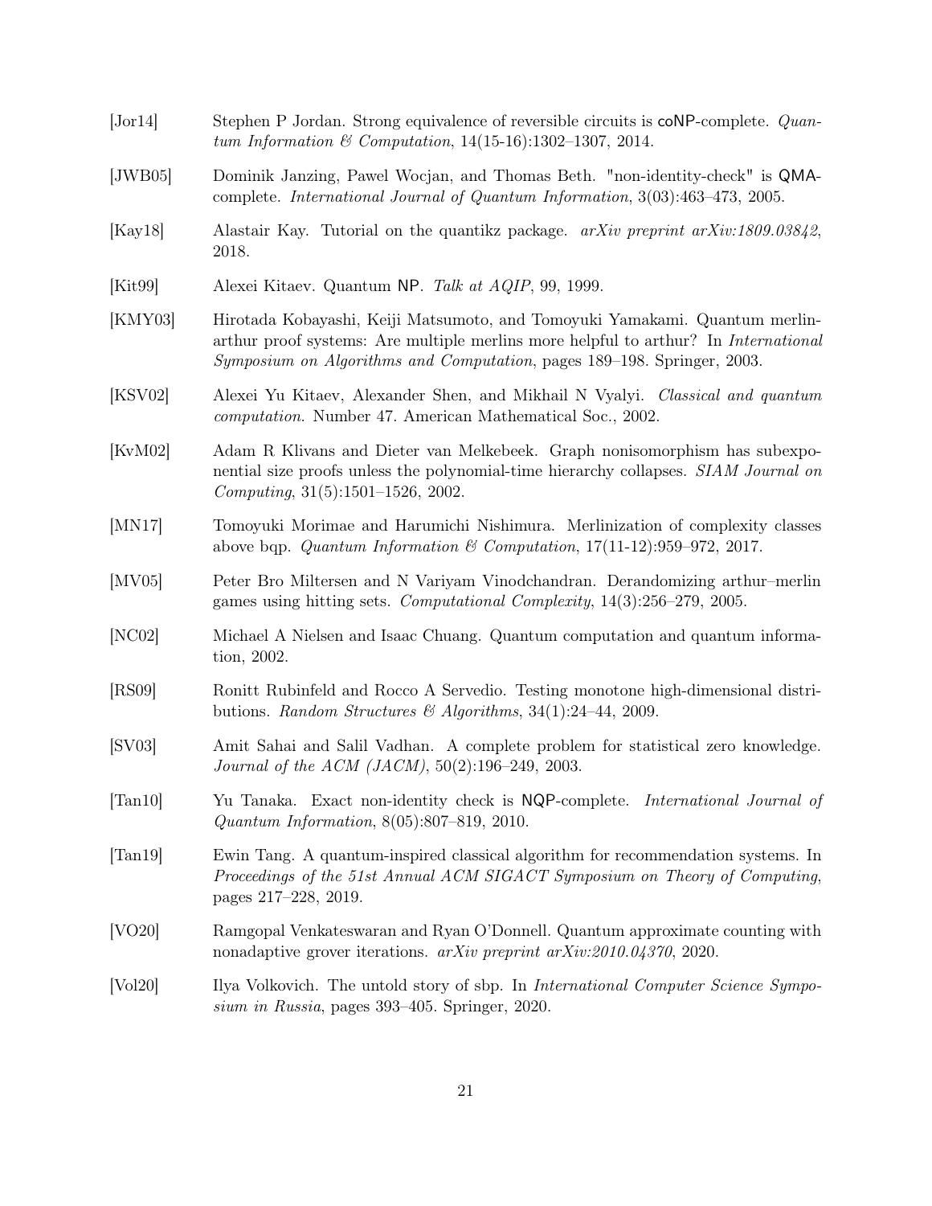[Jor14] Stephen P Jordan. Strong equivalence of reversible circuits is coNP-complete. *Quantum Information & Computation*, 14(15-16):1302–1307, 2014.

[JWB05] Dominik Janzing, Pawel Wocjan, and Thomas Beth. "non-identity-check" is QMA-complete. *International Journal of Quantum Information*, 3(03):463–473, 2005.

[Kay18] Alastair Kay. Tutorial on the quantikz package. *arXiv preprint arXiv:1809.03842*, 2018.

[Kit99] Alexei Kitaev. Quantum NP. *Talk at AQIP*, 99, 1999.

[KMY03] Hirotada Kobayashi, Keiji Matsumoto, and Tomoyuki Yamakami. Quantum merlin-arthur proof systems: Are multiple merlins more helpful to arthur? In *International Symposium on Algorithms and Computation*, pages 189–198. Springer, 2003.

[KSV02] Alexei Yu Kitaev, Alexander Shen, and Mikhail N Vyalyi. *Classical and quantum computation*. Number 47. American Mathematical Soc., 2002.

[KvM02] Adam R Klivans and Dieter van Melkebeek. Graph nonisomorphism has subexponential size proofs unless the polynomial-time hierarchy collapses. *SIAM Journal on Computing*, 31(5):1501–1526, 2002.

[MN17] Tomoyuki Morimae and Harumichi Nishimura. Merlinization of complexity classes above bqp. *Quantum Information & Computation*, 17(11-12):959–972, 2017.

[MV05] Peter Bro Miltersen and N Variyam Vinodchandran. Derandomizing arthur–merlin games using hitting sets. *Computational Complexity*, 14(3):256–279, 2005.

[NC02] Michael A Nielsen and Isaac Chuang. Quantum computation and quantum information, 2002.

[RS09] Ronitt Rubinfeld and Rocco A Servedio. Testing monotone high-dimensional distributions. *Random Structures & Algorithms*, 34(1):24–44, 2009.

[SV03] Amit Sahai and Salil Vadhan. A complete problem for statistical zero knowledge. *Journal of the ACM (JACM)*, 50(2):196–249, 2003.

[Tan10] Yu Tanaka. Exact non-identity check is NQP-complete. *International Journal of Quantum Information*, 8(05):807–819, 2010.

[Tan19] Ewin Tang. A quantum-inspired classical algorithm for recommendation systems. In *Proceedings of the 51st Annual ACM SIGACT Symposium on Theory of Computing*, pages 217–228, 2019.

[VO20] Ramgopal Venkateswaran and Ryan O'Donnell. Quantum approximate counting with nonadaptive grover iterations. *arXiv preprint arXiv:2010.04370*, 2020.

[Vol20] Ilya Volkovich. The untold story of sbp. In *International Computer Science Symposium in Russia*, pages 393–405. Springer, 2020.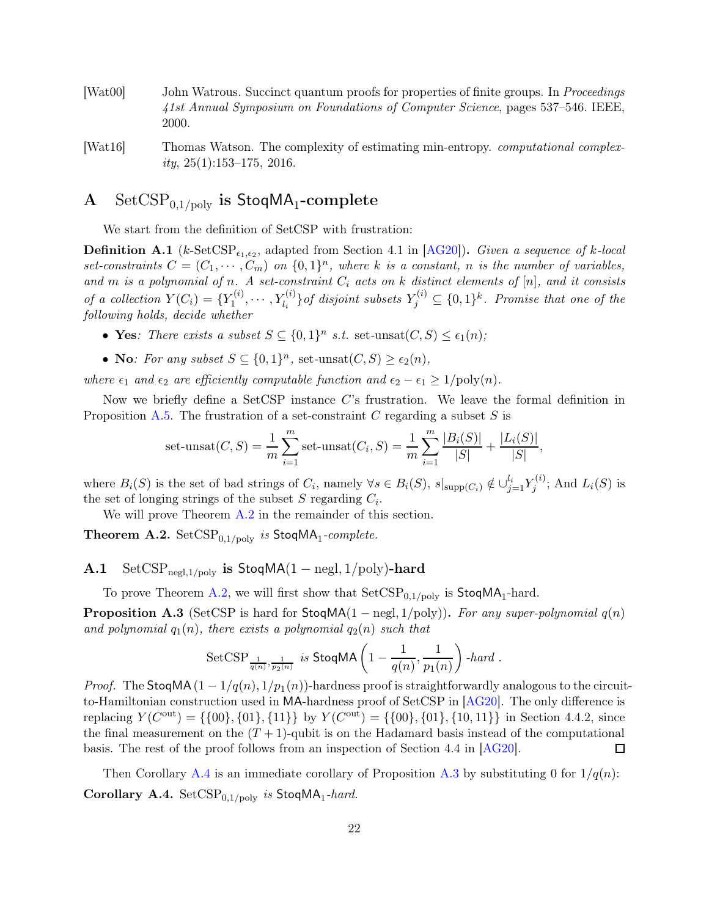[Wat00] John Watrous. Succinct quantum proofs for properties of finite groups. In *Proceedings 41st Annual Symposium on Foundations of Computer Science*, pages 537–546. IEEE, 2000.

[Wat16] Thomas Watson. The complexity of estimating min-entropy. *computational complexity*, 25(1):153–175, 2016.

# A $\text{SetCSP}_{0,1/\text{poly}}$ is $\mathsf{StoqMA}_1$-complete

We start from the definition of SetCSP with frustration:

**Definition A.1** ($k$-$\text{SetCSP}_{\epsilon_1,\epsilon_2}$, adapted from Section 4.1 in [AG20])**.** *Given a sequence of $k$-local set-constraints $C = (C_1, \cdots, C_m)$ on $\{0,1\}^n$, where $k$ is a constant, $n$ is the number of variables, and $m$ is a polynomial of $n$. A set-constraint $C_i$ acts on $k$ distinct elements of $[n]$, and it consists of a collection $Y(C_i) = \{Y_1^{(i)}, \cdots, Y_{l_i}^{(i)}\}$ of disjoint subsets $Y_j^{(i)} \subseteq \{0,1\}^k$. Promise that one of the following holds, decide whether*

- **Yes***: There exists a subset $S \subseteq \{0,1\}^n$ s.t. $\text{set-unsat}(C, S) \leq \epsilon_1(n)$;*
- **No***: For any subset $S \subseteq \{0,1\}^n$, $\text{set-unsat}(C, S) \geq \epsilon_2(n)$,*

*where $\epsilon_1$ and $\epsilon_2$ are efficiently computable function and $\epsilon_2 - \epsilon_1 \geq 1/\text{poly}(n)$.*

Now we briefly define a SetCSP instance $C$'s frustration. We leave the formal definition in Proposition A.5. The frustration of a set-constraint $C$ regarding a subset $S$ is

$$\text{set-unsat}(C, S) = \frac{1}{m}\sum_{i=1}^{m} \text{set-unsat}(C_i, S) = \frac{1}{m}\sum_{i=1}^{m} \frac{|B_i(S)|}{|S|} + \frac{|L_i(S)|}{|S|},$$

where $B_i(S)$ is the set of bad strings of $C_i$, namely $\forall s \in B_i(S)$, $s|_{\text{supp}(C_i)} \notin \cup_{j=1}^{l_i} Y_j^{(i)}$; And $L_i(S)$ is the set of longing strings of the subset $S$ regarding $C_i$.

We will prove Theorem A.2 in the remainder of this section.

**Theorem A.2.** $\text{SetCSP}_{0,1/\text{poly}}$ *is* $\mathsf{StoqMA}_1$*-complete.*

## A.1 $\text{SetCSP}_{\text{negl},1/\text{poly}}$ is $\mathsf{StoqMA}(1-\text{negl}, 1/\text{poly})$-hard

To prove Theorem A.2, we will first show that $\text{SetCSP}_{0,1/\text{poly}}$ is $\mathsf{StoqMA}_1$-hard.

**Proposition A.3** (SetCSP is hard for $\mathsf{StoqMA}(1-\text{negl}, 1/\text{poly})$)**.** *For any super-polynomial $q(n)$ and polynomial $q_1(n)$, there exists a polynomial $q_2(n)$ such that*

$$\text{SetCSP}_{\frac{1}{q(n)},\frac{1}{p_2(n)}} \text{ is } \mathsf{StoqMA}\left(1 - \frac{1}{q(n)}, \frac{1}{p_1(n)}\right)\text{-hard}.$$

*Proof.* The $\mathsf{StoqMA}(1 - 1/q(n), 1/p_1(n))$-hardness proof is straightforwardly analogous to the circuit-to-Hamiltonian construction used in $\mathsf{MA}$-hardness proof of SetCSP in [AG20]. The only difference is replacing $Y(C^{\text{out}}) = \{\{00\}, \{01\}, \{11\}\}$ by $Y(C^{\text{out}}) = \{\{00\}, \{01\}, \{10, 11\}\}$ in Section 4.4.2, since the final measurement on the $(T+1)$-qubit is on the Hadamard basis instead of the computational basis. The rest of the proof follows from an inspection of Section 4.4 in [AG20]. □

Then Corollary A.4 is an immediate corollary of Proposition A.3 by substituting 0 for $1/q(n)$:

**Corollary A.4.** $\text{SetCSP}_{0,1/\text{poly}}$ *is* $\mathsf{StoqMA}_1$*-hard.*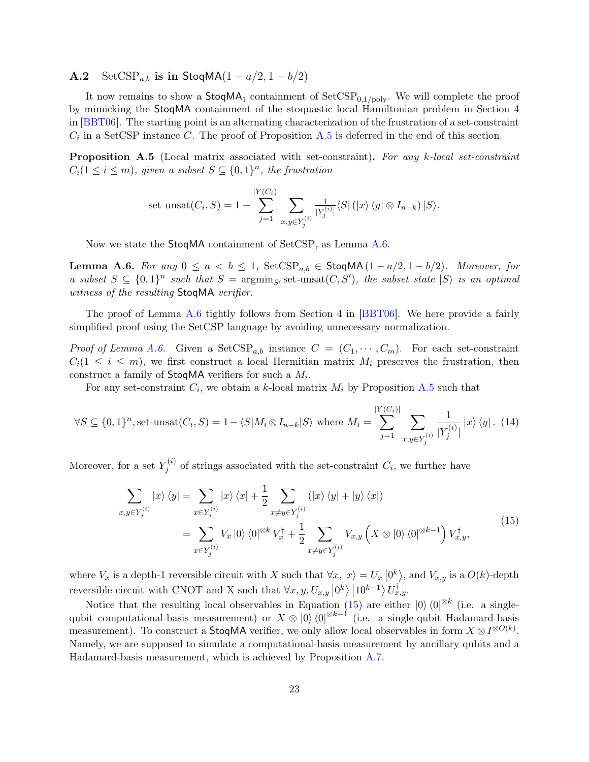### A.2 $\mathrm{SetCSP}_{a,b}$ is in $\mathsf{StoqMA}(1-a/2, 1-b/2)$

It now remains to show a $\mathsf{StoqMA}_1$ containment of $\mathrm{SetCSP}_{0,1/\mathrm{poly}}$. We will complete the proof by mimicking the $\mathsf{StoqMA}$ containment of the stoquastic local Hamiltonian problem in Section 4 in [BBT06]. The starting point is an alternating characterization of the frustration of a set-constraint $C_i$ in a SetCSP instance $C$. The proof of Proposition A.5 is deferred in the end of this section.

**Proposition A.5** (Local matrix associated with set-constraint)**.** *For any $k$-local set-constraint $C_i (1 \le i \le m)$, given a subset $S \subseteq \{0,1\}^n$, the frustration*

$$\text{set-unsat}(C_i, S) = 1 - \sum_{j=1}^{|Y(C_i)|} \sum_{x,y \in Y_j^{(i)}} \tfrac{1}{|Y_j^{(i)}|} \langle S| \left( |x\rangle \langle y| \otimes I_{n-k} \right) |S\rangle.$$

Now we state the $\mathsf{StoqMA}$ containment of SetCSP, as Lemma A.6.

**Lemma A.6.** *For any $0 \le a < b \le 1$, $\mathrm{SetCSP}_{a,b} \in \mathsf{StoqMA}\left(1-a/2, 1-b/2\right)$. Moreover, for a subset $S \subseteq \{0,1\}^n$ such that $S = \mathrm{argmin}_{S'} \text{set-unsat}(C, S')$, the subset state $|S\rangle$ is an optimal witness of the resulting $\mathsf{StoqMA}$ verifier.*

The proof of Lemma A.6 tightly follows from Section 4 in [BBT06]. We here provide a fairly simplified proof using the SetCSP language by avoiding unnecessary normalization.

*Proof of Lemma A.6.* Given a $\mathrm{SetCSP}_{a,b}$ instance $C = (C_1, \cdots, C_m)$. For each set-constraint $C_i (1 \le i \le m)$, we first construct a local Hermitian matrix $M_i$ preserves the frustration, then construct a family of $\mathsf{StoqMA}$ verifiers for such a $M_i$.

For any set-constraint $C_i$, we obtain a $k$-local matrix $M_i$ by Proposition A.5 such that

$$\forall S \subseteq \{0,1\}^n, \text{set-unsat}(C_i, S) = 1 - \langle S| M_i \otimes I_{n-k} |S\rangle \text{ where } M_i = \sum_{j=1}^{|Y(C_i)|} \sum_{x,y \in Y_j^{(i)}} \frac{1}{|Y_j^{(i)}|} |x\rangle \langle y| . \quad (14)$$

Moreover, for a set $Y_j^{(i)}$ of strings associated with the set-constraint $C_i$, we further have

$$\begin{aligned} \sum_{x,y \in Y_j^{(i)}} |x\rangle \langle y| &= \sum_{x \in Y_j^{(i)}} |x\rangle \langle x| + \frac{1}{2} \sum_{x \neq y \in Y_j^{(i)}} \left( |x\rangle \langle y| + |y\rangle \langle x| \right) \\ &= \sum_{x \in Y_j^{(i)}} V_x |0\rangle \langle 0|^{\otimes k} V_x^\dagger + \frac{1}{2} \sum_{x \neq y \in Y_j^{(i)}} V_{x,y} \left( X \otimes |0\rangle \langle 0|^{\otimes k-1} \right) V_{x,y}^\dagger, \end{aligned} \quad (15)$$

where $V_x$ is a depth-1 reversible circuit with $X$ such that $\forall x, |x\rangle = U_x \left|0^k\right\rangle$, and $V_{x,y}$ is a $O(k)$-depth reversible circuit with CNOT and X such that $\forall x, y, U_{x,y} \left|0^k\right\rangle \left|10^{k-1}\right\rangle U_{x,y}^\dagger$.

Notice that the resulting local observables in Equation (15) are either $|0\rangle \langle 0|^{\otimes k}$ (i.e. a single-qubit computational-basis measurement) or $X \otimes |0\rangle \langle 0|^{\otimes k-1}$ (i.e. a single-qubit Hadamard-basis measurement). To construct a $\mathsf{StoqMA}$ verifier, we only allow local observables in form $X \otimes I^{\otimes O(k)}$. Namely, we are supposed to simulate a computational-basis measurement by ancillary qubits and a Hadamard-basis measurement, which is achieved by Proposition A.7.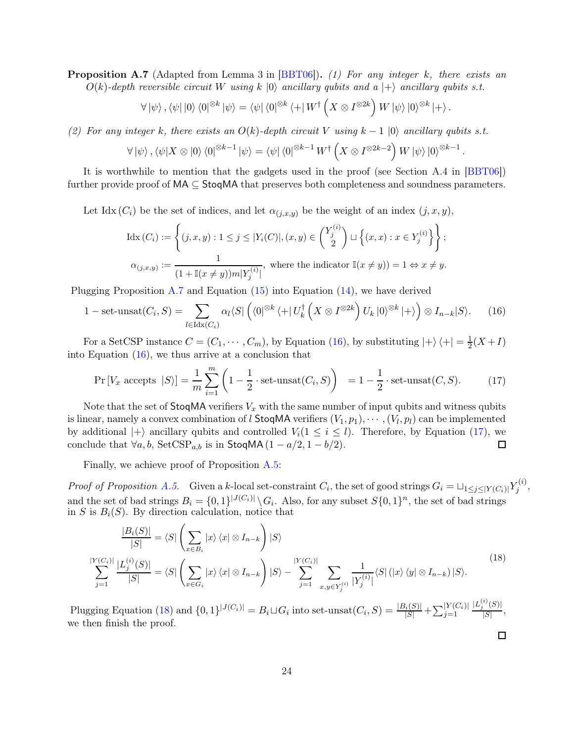**Proposition A.7** (Adapted from Lemma 3 in [BBT06]). *(1) For any integer $k$, there exists an $O(k)$-depth reversible circuit $W$ using $k$ $|0\rangle$ ancillary qubits and a $|+\rangle$ ancillary qubits s.t.*

$$\forall |\psi\rangle, \langle\psi| |0\rangle \langle 0|^{\otimes k} |\psi\rangle = \langle\psi| \langle 0|^{\otimes k} \langle +| W^\dagger \left(X \otimes I^{\otimes 2k}\right) W |\psi\rangle |0\rangle^{\otimes k} |+\rangle.$$

*(2) For any integer $k$, there exists an $O(k)$-depth circuit $V$ using $k-1$ $|0\rangle$ ancillary qubits s.t.*

$$\forall |\psi\rangle, \langle\psi| X \otimes |0\rangle \langle 0|^{\otimes k-1} |\psi\rangle = \langle\psi| \langle 0|^{\otimes k-1} W^\dagger \left(X \otimes I^{\otimes 2k-2}\right) W |\psi\rangle |0\rangle^{\otimes k-1}.$$

It is worthwhile to mention that the gadgets used in the proof (see Section A.4 in [BBT06]) further provide proof of $\mathsf{MA} \subseteq \mathsf{StoqMA}$ that preserves both completeness and soundness parameters.

Let $\mathrm{Idx}(C_i)$ be the set of indices, and let $\alpha_{(j,x,y)}$ be the weight of an index $(j,x,y)$,

$$\mathrm{Idx}(C_i) := \left\{ (j,x,y) : 1 \le j \le |Y_i(C)|, (x,y) \in \binom{Y_j^{(i)}}{2} \sqcup \left\{ (x,x) : x \in Y_j^{(i)} \right\} \right\};$$

$$\alpha_{(j,x,y)} := \frac{1}{(1+\mathbb{I}(x \ne y)) m |Y_j^{(i)}|}, \text{ where the indicator } \mathbb{I}(x \ne y)) = 1 \Leftrightarrow x \ne y.$$

Plugging Proposition A.7 and Equation (15) into Equation (14), we have derived

$$1 - \text{set-unsat}(C_i, S) = \sum_{l \in \mathrm{Idx}(C_i)} \alpha_l \langle S| \left( \langle 0|^{\otimes k} \langle +| U_k^\dagger \left(X \otimes I^{\otimes 2k}\right) U_k |0\rangle^{\otimes k} |+\rangle \right) \otimes I_{n-k} |S\rangle. \tag{16}$$

For a SetCSP instance $C = (C_1, \cdots, C_m)$, by Equation (16), by substituting $|+\rangle\langle +| = \frac{1}{2}(X + I)$ into Equation (16), we thus arrive at a conclusion that

$$\Pr[V_x \text{ accepts } |S\rangle] = \frac{1}{m} \sum_{i=1}^{m} \left(1 - \frac{1}{2} \cdot \text{set-unsat}(C_i, S)\right) = 1 - \frac{1}{2} \cdot \text{set-unsat}(C, S). \tag{17}$$

Note that the set of $\mathsf{StoqMA}$ verifiers $V_x$ with the same number of input qubits and witness qubits is linear, namely a convex combination of $l$ $\mathsf{StoqMA}$ verifiers $(V_1, p_1), \cdots, (V_l, p_l)$ can be implemented by additional $|+\rangle$ ancillary qubits and controlled $V_i (1 \le i \le l)$. Therefore, by Equation (17), we conclude that $\forall a, b$, $\mathrm{SetCSP}_{a,b}$ is in $\mathsf{StoqMA}(1 - a/2, 1 - b/2)$. ◻

Finally, we achieve proof of Proposition A.5:

*Proof of Proposition A.5.* Given a $k$-local set-constraint $C_i$, the set of good strings $G_i = \sqcup_{1 \le j \le |Y(C_i)|} Y_j^{(i)}$, and the set of bad strings $B_i = \{0,1\}^{|J(C_i)|} \setminus G_i$. Also, for any subset $S\{0,1\}^n$, the set of bad strings in $S$ is $B_i(S)$. By direction calculation, notice that

$$\begin{aligned}
\frac{|B_i(S)|}{|S|} &= \langle S| \left( \sum_{x \in B_i} |x\rangle \langle x| \otimes I_{n-k} \right) |S\rangle \\
\sum_{j=1}^{|Y(C_i)|} \frac{|L_j^{(i)}(S)|}{|S|} &= \langle S| \left( \sum_{x \in G_i} |x\rangle \langle x| \otimes I_{n-k} \right) |S\rangle - \sum_{j=1}^{|Y(C_i)|} \sum_{x,y \in Y_j^{(i)}} \frac{1}{|Y_j^{(i)}|} \langle S| \left( |x\rangle \langle y| \otimes I_{n-k} \right) |S\rangle.
\end{aligned} \tag{18}$$

Plugging Equation (18) and $\{0,1\}^{|J(C_i)|} = B_i \sqcup G_i$ into $\text{set-unsat}(C_i, S) = \frac{|B_i(S)|}{|S|} + \sum_{j=1}^{|Y(C_i)|} \frac{|L_j^{(i)}(S)|}{|S|}$, we then finish the proof.

◻